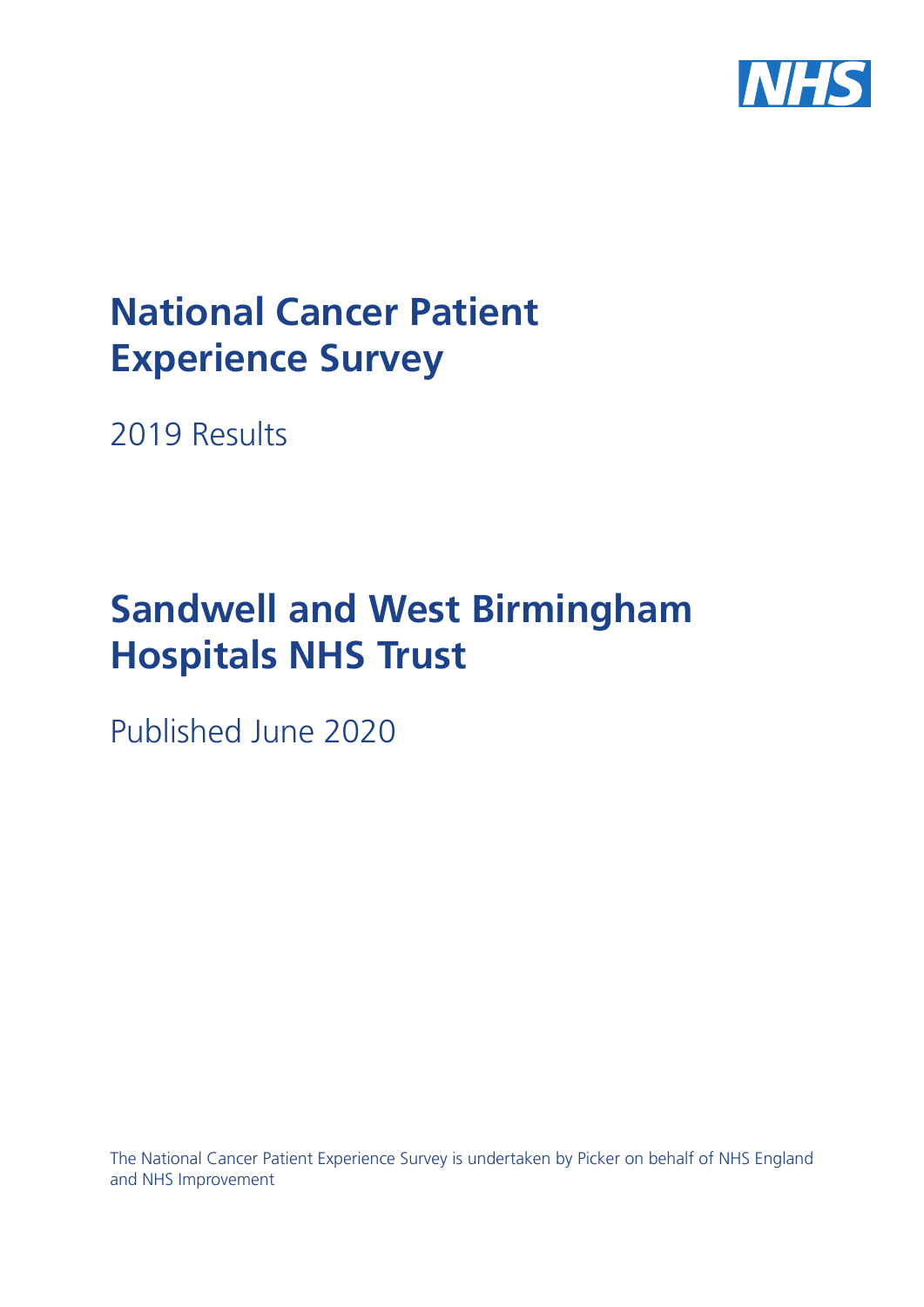NHS

# National Cancer Patient Experience Survey

2019 Results

# Sandwell and West Birmingham Hospitals NHS Trust

Published June 2020

The National Cancer Patient Experience Survey is undertaken by Picker on behalf of NHS England and NHS Improvement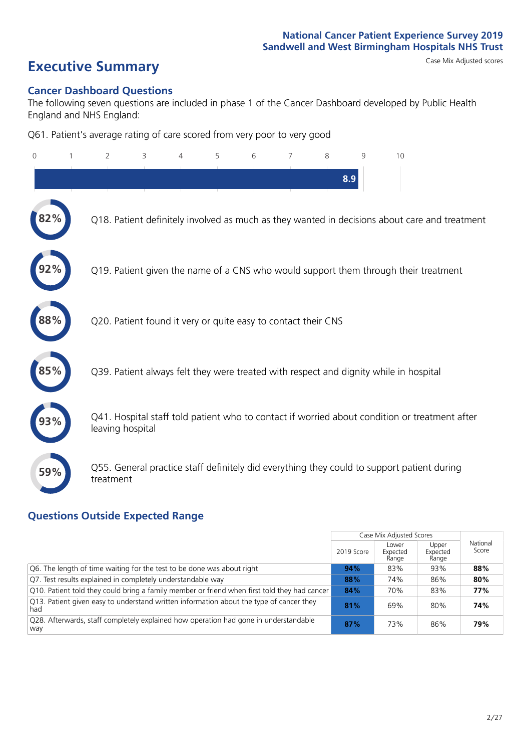National Cancer Patient Experience Survey 2019
Sandwell and West Birmingham Hospitals NHS Trust

# Executive Summary

Case Mix Adjusted scores

## Cancer Dashboard Questions

The following seven questions are included in phase 1 of the Cancer Dashboard developed by Public Health England and NHS England:

Q61. Patient's average rating of care scored from very poor to very good

8.9

82% Q18. Patient definitely involved as much as they wanted in decisions about care and treatment

92% Q19. Patient given the name of a CNS who would support them through their treatment

88% Q20. Patient found it very or quite easy to contact their CNS

85% Q39. Patient always felt they were treated with respect and dignity while in hospital

93% Q41. Hospital staff told patient who to contact if worried about condition or treatment after leaving hospital

59% Q55. General practice staff definitely did everything they could to support patient during treatment

## Questions Outside Expected Range

| | Case Mix Adjusted Scores | | | National Score |
|---|---|---|---|---|
| | 2019 Score | Lower Expected Range | Upper Expected Range | |
| Q6. The length of time waiting for the test to be done was about right | **94%** | 83% | 93% | **88%** |
| Q7. Test results explained in completely understandable way | **88%** | 74% | 86% | **80%** |
| Q10. Patient told they could bring a family member or friend when first told they had cancer | **84%** | 70% | 83% | **77%** |
| Q13. Patient given easy to understand written information about the type of cancer they had | **81%** | 69% | 80% | **74%** |
| Q28. Afterwards, staff completely explained how operation had gone in understandable way | **87%** | 73% | 86% | **79%** |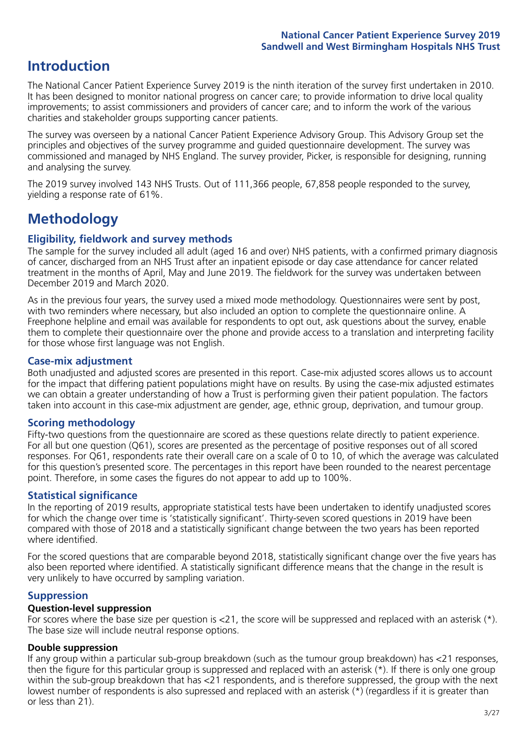# Introduction

The National Cancer Patient Experience Survey 2019 is the ninth iteration of the survey first undertaken in 2010. It has been designed to monitor national progress on cancer care; to provide information to drive local quality improvements; to assist commissioners and providers of cancer care; and to inform the work of the various charities and stakeholder groups supporting cancer patients.

The survey was overseen by a national Cancer Patient Experience Advisory Group. This Advisory Group set the principles and objectives of the survey programme and guided questionnaire development. The survey was commissioned and managed by NHS England. The survey provider, Picker, is responsible for designing, running and analysing the survey.

The 2019 survey involved 143 NHS Trusts. Out of 111,366 people, 67,858 people responded to the survey, yielding a response rate of 61%.

# Methodology

### Eligibility, fieldwork and survey methods

The sample for the survey included all adult (aged 16 and over) NHS patients, with a confirmed primary diagnosis of cancer, discharged from an NHS Trust after an inpatient episode or day case attendance for cancer related treatment in the months of April, May and June 2019. The fieldwork for the survey was undertaken between December 2019 and March 2020.

As in the previous four years, the survey used a mixed mode methodology. Questionnaires were sent by post, with two reminders where necessary, but also included an option to complete the questionnaire online. A Freephone helpline and email was available for respondents to opt out, ask questions about the survey, enable them to complete their questionnaire over the phone and provide access to a translation and interpreting facility for those whose first language was not English.

### Case-mix adjustment

Both unadjusted and adjusted scores are presented in this report. Case-mix adjusted scores allows us to account for the impact that differing patient populations might have on results. By using the case-mix adjusted estimates we can obtain a greater understanding of how a Trust is performing given their patient population. The factors taken into account in this case-mix adjustment are gender, age, ethnic group, deprivation, and tumour group.

### Scoring methodology

Fifty-two questions from the questionnaire are scored as these questions relate directly to patient experience. For all but one question (Q61), scores are presented as the percentage of positive responses out of all scored responses. For Q61, respondents rate their overall care on a scale of 0 to 10, of which the average was calculated for this question's presented score. The percentages in this report have been rounded to the nearest percentage point. Therefore, in some cases the figures do not appear to add up to 100%.

### Statistical significance

In the reporting of 2019 results, appropriate statistical tests have been undertaken to identify unadjusted scores for which the change over time is 'statistically significant'. Thirty-seven scored questions in 2019 have been compared with those of 2018 and a statistically significant change between the two years has been reported where identified.

For the scored questions that are comparable beyond 2018, statistically significant change over the five years has also been reported where identified. A statistically significant difference means that the change in the result is very unlikely to have occurred by sampling variation.

### Suppression

#### Question-level suppression

For scores where the base size per question is <21, the score will be suppressed and replaced with an asterisk (*). The base size will include neutral response options.

#### Double suppression

If any group within a particular sub-group breakdown (such as the tumour group breakdown) has <21 responses, then the figure for this particular group is suppressed and replaced with an asterisk (*). If there is only one group within the sub-group breakdown that has <21 respondents, and is therefore suppressed, the group with the next lowest number of respondents is also supressed and replaced with an asterisk (*) (regardless if it is greater than or less than 21).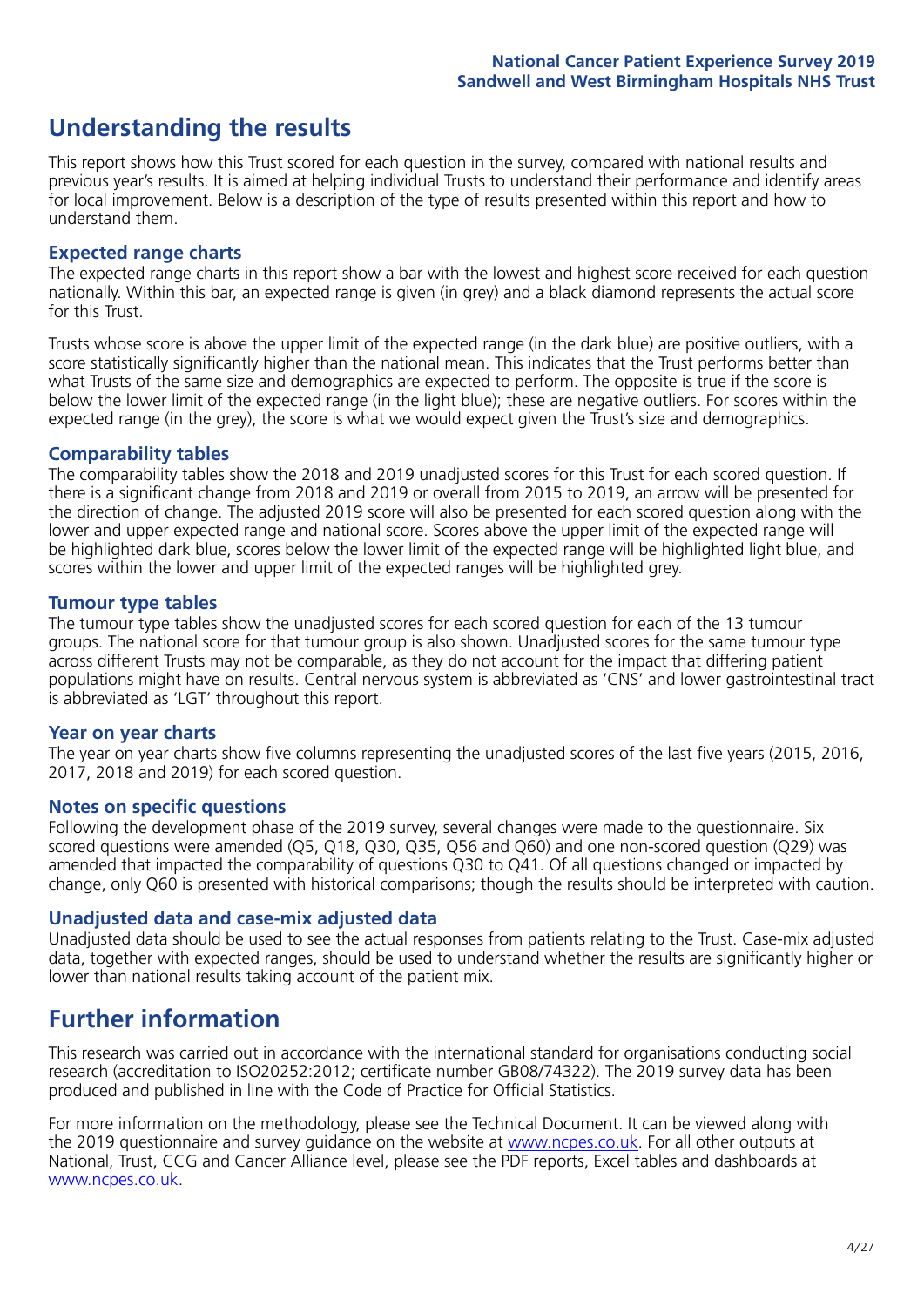# Understanding the results

This report shows how this Trust scored for each question in the survey, compared with national results and previous year's results. It is aimed at helping individual Trusts to understand their performance and identify areas for local improvement. Below is a description of the type of results presented within this report and how to understand them.

## Expected range charts

The expected range charts in this report show a bar with the lowest and highest score received for each question nationally. Within this bar, an expected range is given (in grey) and a black diamond represents the actual score for this Trust.

Trusts whose score is above the upper limit of the expected range (in the dark blue) are positive outliers, with a score statistically significantly higher than the national mean. This indicates that the Trust performs better than what Trusts of the same size and demographics are expected to perform. The opposite is true if the score is below the lower limit of the expected range (in the light blue); these are negative outliers. For scores within the expected range (in the grey), the score is what we would expect given the Trust's size and demographics.

## Comparability tables

The comparability tables show the 2018 and 2019 unadjusted scores for this Trust for each scored question. If there is a significant change from 2018 and 2019 or overall from 2015 to 2019, an arrow will be presented for the direction of change. The adjusted 2019 score will also be presented for each scored question along with the lower and upper expected range and national score. Scores above the upper limit of the expected range will be highlighted dark blue, scores below the lower limit of the expected range will be highlighted light blue, and scores within the lower and upper limit of the expected ranges will be highlighted grey.

## Tumour type tables

The tumour type tables show the unadjusted scores for each scored question for each of the 13 tumour groups. The national score for that tumour group is also shown. Unadjusted scores for the same tumour type across different Trusts may not be comparable, as they do not account for the impact that differing patient populations might have on results. Central nervous system is abbreviated as 'CNS' and lower gastrointestinal tract is abbreviated as 'LGT' throughout this report.

## Year on year charts

The year on year charts show five columns representing the unadjusted scores of the last five years (2015, 2016, 2017, 2018 and 2019) for each scored question.

## Notes on specific questions

Following the development phase of the 2019 survey, several changes were made to the questionnaire. Six scored questions were amended (Q5, Q18, Q30, Q35, Q56 and Q60) and one non-scored question (Q29) was amended that impacted the comparability of questions Q30 to Q41. Of all questions changed or impacted by change, only Q60 is presented with historical comparisons; though the results should be interpreted with caution.

## Unadjusted data and case-mix adjusted data

Unadjusted data should be used to see the actual responses from patients relating to the Trust. Case-mix adjusted data, together with expected ranges, should be used to understand whether the results are significantly higher or lower than national results taking account of the patient mix.

# Further information

This research was carried out in accordance with the international standard for organisations conducting social research (accreditation to ISO20252:2012; certificate number GB08/74322). The 2019 survey data has been produced and published in line with the Code of Practice for Official Statistics.

For more information on the methodology, please see the Technical Document. It can be viewed along with the 2019 questionnaire and survey guidance on the website at www.ncpes.co.uk. For all other outputs at National, Trust, CCG and Cancer Alliance level, please see the PDF reports, Excel tables and dashboards at www.ncpes.co.uk.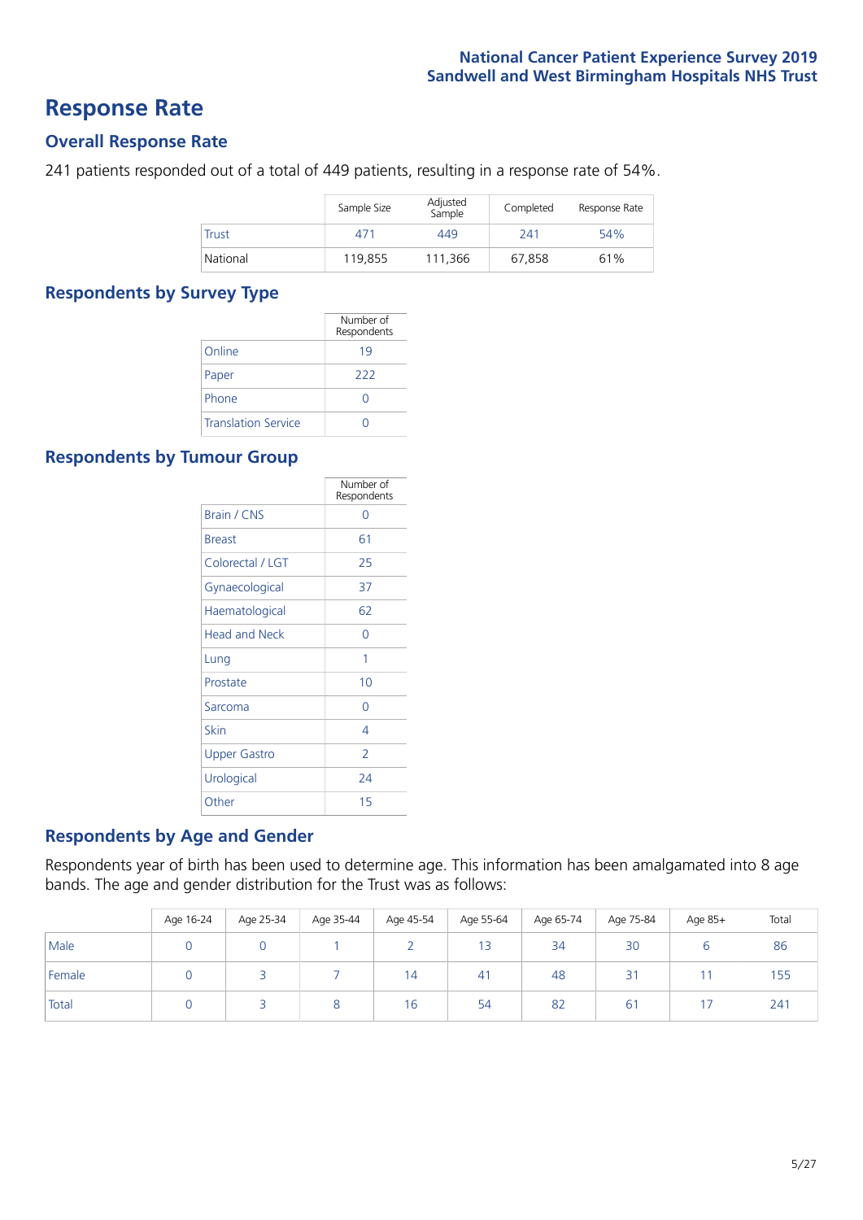# Response Rate

## Overall Response Rate

241 patients responded out of a total of 449 patients, resulting in a response rate of 54%.

| | Sample Size | Adjusted Sample | Completed | Response Rate |
|---|---|---|---|---|
| Trust | 471 | 449 | 241 | 54% |
| National | 119,855 | 111,366 | 67,858 | 61% |

## Respondents by Survey Type

| | Number of Respondents |
|---|---|
| Online | 19 |
| Paper | 222 |
| Phone | 0 |
| Translation Service | 0 |

## Respondents by Tumour Group

| | Number of Respondents |
|---|---|
| Brain / CNS | 0 |
| Breast | 61 |
| Colorectal / LGT | 25 |
| Gynaecological | 37 |
| Haematological | 62 |
| Head and Neck | 0 |
| Lung | 1 |
| Prostate | 10 |
| Sarcoma | 0 |
| Skin | 4 |
| Upper Gastro | 2 |
| Urological | 24 |
| Other | 15 |

## Respondents by Age and Gender

Respondents year of birth has been used to determine age. This information has been amalgamated into 8 age bands. The age and gender distribution for the Trust was as follows:

| | Age 16-24 | Age 25-34 | Age 35-44 | Age 45-54 | Age 55-64 | Age 65-74 | Age 75-84 | Age 85+ | Total |
|---|---|---|---|---|---|---|---|---|---|
| Male | 0 | 0 | 1 | 2 | 13 | 34 | 30 | 6 | 86 |
| Female | 0 | 3 | 7 | 14 | 41 | 48 | 31 | 11 | 155 |
| Total | 0 | 3 | 8 | 16 | 54 | 82 | 61 | 17 | 241 |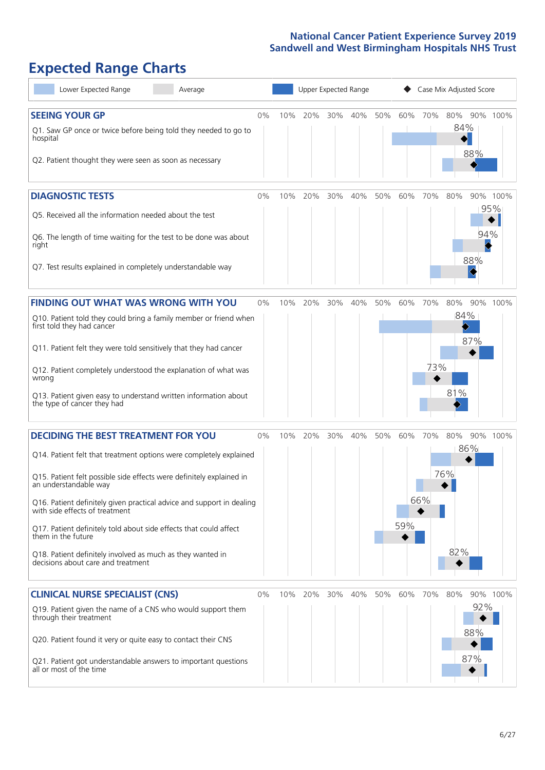# Expected Range Charts

Lower Expected Range | Average | Upper Expected Range | ◆ Case Mix Adjusted Score

## SEEING YOUR GP

| Question | Case Mix Adjusted Score |
|---|---|
| Q1. Saw GP once or twice before being told they needed to go to hospital | 84% |
| Q2. Patient thought they were seen as soon as necessary | 88% |

## DIAGNOSTIC TESTS

| Question | Case Mix Adjusted Score |
|---|---|
| Q5. Received all the information needed about the test | 95% |
| Q6. The length of time waiting for the test to be done was about right | 94% |
| Q7. Test results explained in completely understandable way | 88% |

## FINDING OUT WHAT WAS WRONG WITH YOU

| Question | Case Mix Adjusted Score |
|---|---|
| Q10. Patient told they could bring a family member or friend when first told they had cancer | 84% |
| Q11. Patient felt they were told sensitively that they had cancer | 87% |
| Q12. Patient completely understood the explanation of what was wrong | 73% |
| Q13. Patient given easy to understand written information about the type of cancer they had | 81% |

## DECIDING THE BEST TREATMENT FOR YOU

| Question | Case Mix Adjusted Score |
|---|---|
| Q14. Patient felt that treatment options were completely explained | 86% |
| Q15. Patient felt possible side effects were definitely explained in an understandable way | 76% |
| Q16. Patient definitely given practical advice and support in dealing with side effects of treatment | 66% |
| Q17. Patient definitely told about side effects that could affect them in the future | 59% |
| Q18. Patient definitely involved as much as they wanted in decisions about care and treatment | 82% |

## CLINICAL NURSE SPECIALIST (CNS)

| Question | Case Mix Adjusted Score |
|---|---|
| Q19. Patient given the name of a CNS who would support them through their treatment | 92% |
| Q20. Patient found it very or quite easy to contact their CNS | 88% |
| Q21. Patient got understandable answers to important questions all or most of the time | 87% |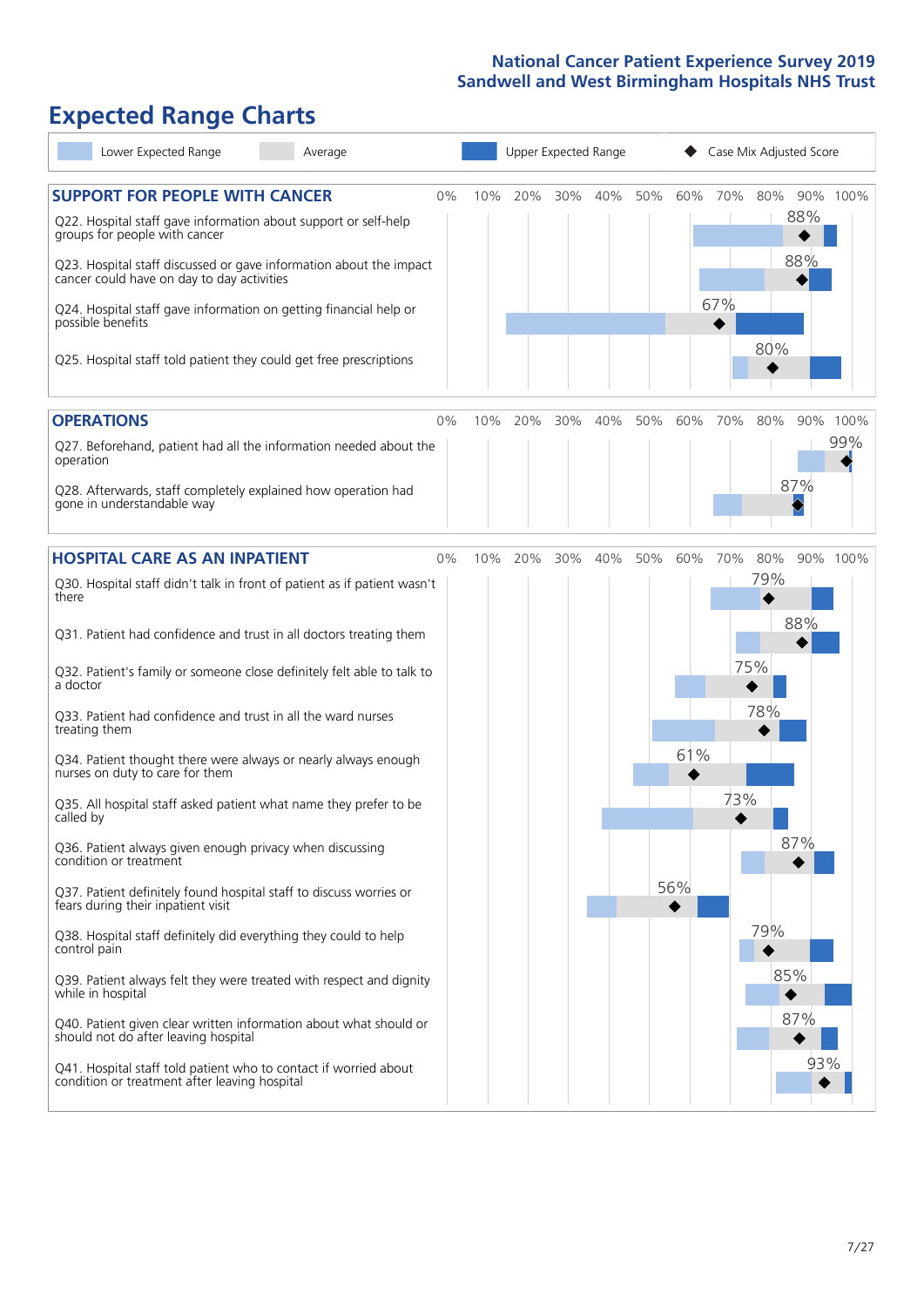# Expected Range Charts

Lower Expected Range | Average | Upper Expected Range | Case Mix Adjusted Score

## SUPPORT FOR PEOPLE WITH CANCER

| Question | Case Mix Adjusted Score |
| --- | --- |
| Q22. Hospital staff gave information about support or self-help groups for people with cancer | 88% |
| Q23. Hospital staff discussed or gave information about the impact cancer could have on day to day activities | 88% |
| Q24. Hospital staff gave information on getting financial help or possible benefits | 67% |
| Q25. Hospital staff told patient they could get free prescriptions | 80% |

## OPERATIONS

| Question | Case Mix Adjusted Score |
| --- | --- |
| Q27. Beforehand, patient had all the information needed about the operation | 99% |
| Q28. Afterwards, staff completely explained how operation had gone in understandable way | 87% |

## HOSPITAL CARE AS AN INPATIENT

| Question | Case Mix Adjusted Score |
| --- | --- |
| Q30. Hospital staff didn't talk in front of patient as if patient wasn't there | 79% |
| Q31. Patient had confidence and trust in all doctors treating them | 88% |
| Q32. Patient's family or someone close definitely felt able to talk to a doctor | 75% |
| Q33. Patient had confidence and trust in all the ward nurses treating them | 78% |
| Q34. Patient thought there were always or nearly always enough nurses on duty to care for them | 61% |
| Q35. All hospital staff asked patient what name they prefer to be called by | 73% |
| Q36. Patient always given enough privacy when discussing condition or treatment | 87% |
| Q37. Patient definitely found hospital staff to discuss worries or fears during their inpatient visit | 56% |
| Q38. Hospital staff definitely did everything they could to help control pain | 79% |
| Q39. Patient always felt they were treated with respect and dignity while in hospital | 85% |
| Q40. Patient given clear written information about what should or should not do after leaving hospital | 87% |
| Q41. Hospital staff told patient who to contact if worried about condition or treatment after leaving hospital | 93% |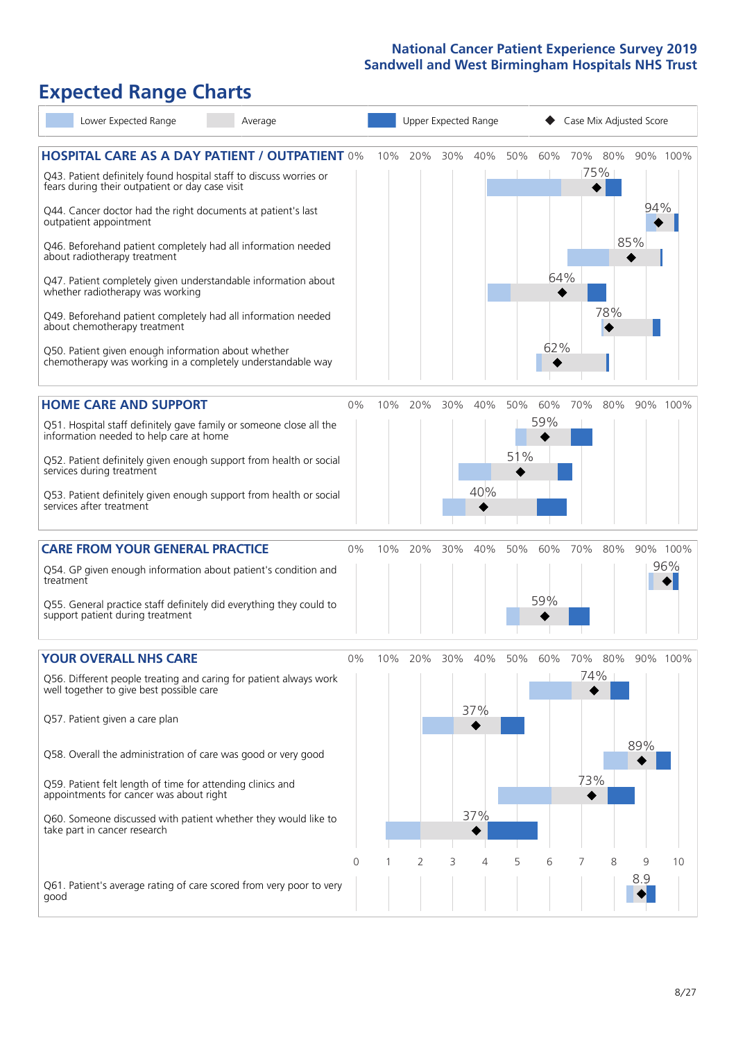# Expected Range Charts

Lower Expected Range | Average | Upper Expected Range | Case Mix Adjusted Score

## HOSPITAL CARE AS A DAY PATIENT / OUTPATIENT

| Question | Case Mix Adjusted Score |
| --- | --- |
| Q43. Patient definitely found hospital staff to discuss worries or fears during their outpatient or day case visit | 75% |
| Q44. Cancer doctor had the right documents at patient's last outpatient appointment | 94% |
| Q46. Beforehand patient completely had all information needed about radiotherapy treatment | 85% |
| Q47. Patient completely given understandable information about whether radiotherapy treatment was working | 64% |
| Q49. Beforehand patient completely had all information needed about chemotherapy treatment | 78% |
| Q50. Patient given enough information about whether chemotherapy was working in a completely understandable way | 62% |

## HOME CARE AND SUPPORT

| Question | Case Mix Adjusted Score |
| --- | --- |
| Q51. Hospital staff definitely gave family or someone close all the information needed to help care at home | 59% |
| Q52. Patient definitely given enough support from health or social services during treatment | 51% |
| Q53. Patient definitely given enough support from health or social services after treatment | 40% |

## CARE FROM YOUR GENERAL PRACTICE

| Question | Case Mix Adjusted Score |
| --- | --- |
| Q54. GP given enough information about patient's condition and treatment | 96% |
| Q55. General practice staff definitely did everything they could to support patient during treatment | 59% |

## YOUR OVERALL NHS CARE

| Question | Case Mix Adjusted Score |
| --- | --- |
| Q56. Different people treating and caring for patient always work well together to give best possible care | 74% |
| Q57. Patient given a care plan | 37% |
| Q58. Overall the administration of care was good or very good | 89% |
| Q59. Patient felt length of time for attending clinics and appointments for cancer was about right | 73% |
| Q60. Someone discussed with patient whether they would like to take part in cancer research | 37% |
| Q61. Patient's average rating of care scored from very poor to very good | 8.9 |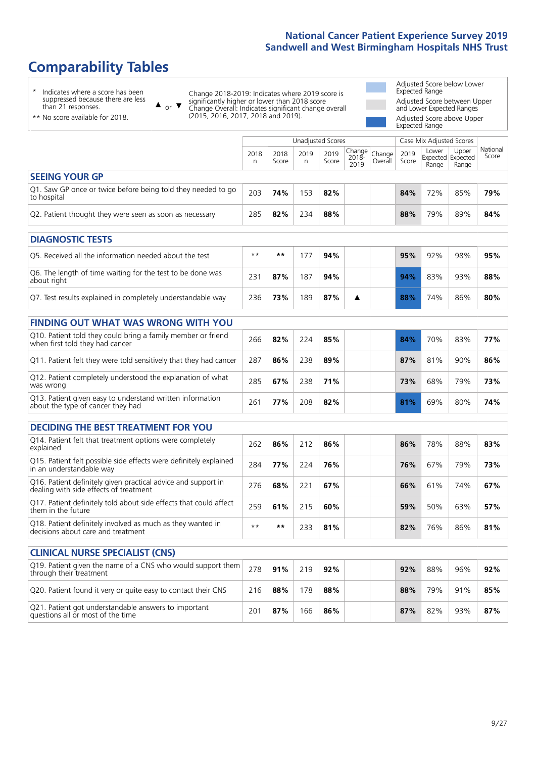# Comparability Tables

\* Indicates where a score has been suppressed because there are less than 21 responses.

\*\* No score available for 2018.

▲ or ▼ Change 2018-2019: Indicates where 2019 score is significantly higher or lower than 2018 score. Change Overall: Indicates significant change overall (2015, 2016, 2017, 2018 and 2019).

Adjusted Score below Lower Expected Range

Adjusted Score between Upper and Lower Expected Ranges

Adjusted Score above Upper Expected Range

| | Unadjusted Scores | | | | | | Case Mix Adjusted Scores | | | |
|---|---|---|---|---|---|---|---|---|---|---|
| | 2018 n | 2018 Score | 2019 n | 2019 Score | Change 2018-2019 | Change Overall | 2019 Score | Lower Expected Range | Upper Expected Range | National Score |
| **SEEING YOUR GP** | | | | | | | | | | |
| Q1. Saw GP once or twice before being told they needed to go to hospital | 203 | **74%** | 153 | **82%** | | | **84%** | 72% | 85% | **79%** |
| Q2. Patient thought they were seen as soon as necessary | 285 | **82%** | 234 | **88%** | | | **88%** | 79% | 89% | **84%** |
| **DIAGNOSTIC TESTS** | | | | | | | | | | |
| Q5. Received all the information needed about the test | ** | ** | 177 | **94%** | | | **95%** | 92% | 98% | **95%** |
| Q6. The length of time waiting for the test to be done was about right | 231 | **87%** | 187 | **94%** | | | **94%** | 83% | 93% | **88%** |
| Q7. Test results explained in completely understandable way | 236 | **73%** | 189 | **87%** | ▲ | | **88%** | 74% | 86% | **80%** |
| **FINDING OUT WHAT WAS WRONG WITH YOU** | | | | | | | | | | |
| Q10. Patient told they could bring a family member or friend when first told they had cancer | 266 | **82%** | 224 | **85%** | | | **84%** | 70% | 83% | **77%** |
| Q11. Patient felt they were told sensitively that they had cancer | 287 | **86%** | 238 | **89%** | | | **87%** | 81% | 90% | **86%** |
| Q12. Patient completely understood the explanation of what was wrong | 285 | **67%** | 238 | **71%** | | | **73%** | 68% | 79% | **73%** |
| Q13. Patient given easy to understand written information about the type of cancer they had | 261 | **77%** | 208 | **82%** | | | **81%** | 69% | 80% | **74%** |
| **DECIDING THE BEST TREATMENT FOR YOU** | | | | | | | | | | |
| Q14. Patient felt that treatment options were completely explained | 262 | **86%** | 212 | **86%** | | | **86%** | 78% | 88% | **83%** |
| Q15. Patient felt possible side effects were definitely explained in an understandable way | 284 | **77%** | 224 | **76%** | | | **76%** | 67% | 79% | **73%** |
| Q16. Patient definitely given practical advice and support in dealing with side effects of treatment | 276 | **68%** | 221 | **67%** | | | **66%** | 61% | 74% | **67%** |
| Q17. Patient definitely told about side effects that could affect them in the future | 259 | **61%** | 215 | **60%** | | | **59%** | 50% | 63% | **57%** |
| Q18. Patient definitely involved as much as they wanted in decisions about care and treatment | ** | ** | 233 | **81%** | | | **82%** | 76% | 86% | **81%** |
| **CLINICAL NURSE SPECIALIST (CNS)** | | | | | | | | | | |
| Q19. Patient given the name of a CNS who would support them through their treatment | 278 | **91%** | 219 | **92%** | | | **92%** | 88% | 96% | **92%** |
| Q20. Patient found it very or quite easy to contact their CNS | 216 | **88%** | 178 | **88%** | | | **88%** | 79% | 91% | **85%** |
| Q21. Patient got understandable answers to important questions all or most of the time | 201 | **87%** | 166 | **86%** | | | **87%** | 82% | 93% | **87%** |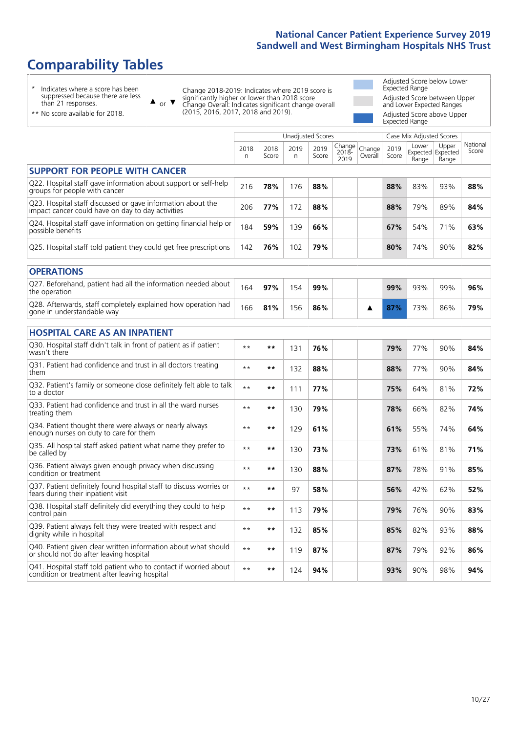# Comparability Tables

\* Indicates where a score has been suppressed because there are less than 21 responses.

** No score available for 2018.

▲ or ▼ Change 2018-2019: Indicates where 2019 score is significantly higher or lower than 2018 score. Change Overall: Indicates significant change overall (2015, 2016, 2017, 2018 and 2019).

Adjusted Score below Lower Expected Range

Adjusted Score between Upper and Lower Expected Ranges

Adjusted Score above Upper Expected Range

| | Unadjusted Scores | | | | | | Case Mix Adjusted Scores | | | |
|---|---|---|---|---|---|---|---|---|---|---|
| | 2018 n | 2018 Score | 2019 n | 2019 Score | Change 2018-2019 | Change Overall | 2019 Score | Lower Expected Range | Upper Expected Range | National Score |
| **SUPPORT FOR PEOPLE WITH CANCER** | | | | | | | | | | |
| Q22. Hospital staff gave information about support or self-help groups for people with cancer | 216 | 78% | 176 | 88% | | | 88% | 83% | 93% | 88% |
| Q23. Hospital staff discussed or gave information about the impact cancer could have on day to day activities | 206 | 77% | 172 | 88% | | | 88% | 79% | 89% | 84% |
| Q24. Hospital staff gave information on getting financial help or possible benefits | 184 | 59% | 139 | 66% | | | 67% | 54% | 71% | 63% |
| Q25. Hospital staff told patient they could get free prescriptions | 142 | 76% | 102 | 79% | | | 80% | 74% | 90% | 82% |
| **OPERATIONS** | | | | | | | | | | |
| Q27. Beforehand, patient had all the information needed about the operation | 164 | 97% | 154 | 99% | | | 99% | 93% | 99% | 96% |
| Q28. Afterwards, staff completely explained how operation had gone in understandable way | 166 | 81% | 156 | 86% | | ▲ | 87% | 73% | 86% | 79% |
| **HOSPITAL CARE AS AN INPATIENT** | | | | | | | | | | |
| Q30. Hospital staff didn't talk in front of patient as if patient wasn't there | ** | ** | 131 | 76% | | | 79% | 77% | 90% | 84% |
| Q31. Patient had confidence and trust in all doctors treating them | ** | ** | 132 | 88% | | | 88% | 77% | 90% | 84% |
| Q32. Patient's family or someone close definitely felt able to talk to a doctor | ** | ** | 111 | 77% | | | 75% | 64% | 81% | 72% |
| Q33. Patient had confidence and trust in all the ward nurses treating them | ** | ** | 130 | 79% | | | 78% | 66% | 82% | 74% |
| Q34. Patient thought there were always or nearly always enough nurses on duty to care for them | ** | ** | 129 | 61% | | | 61% | 55% | 74% | 64% |
| Q35. All hospital staff asked patient what name they prefer to be called by | ** | ** | 130 | 73% | | | 73% | 61% | 81% | 71% |
| Q36. Patient always given enough privacy when discussing condition or treatment | ** | ** | 130 | 88% | | | 87% | 78% | 91% | 85% |
| Q37. Patient definitely found hospital staff to discuss worries or fears during their inpatient visit | ** | ** | 97 | 58% | | | 56% | 42% | 62% | 52% |
| Q38. Hospital staff definitely did everything they could to help control pain | ** | ** | 113 | 79% | | | 79% | 76% | 90% | 83% |
| Q39. Patient always felt they were treated with respect and dignity while in hospital | ** | ** | 132 | 85% | | | 85% | 82% | 93% | 88% |
| Q40. Patient given clear written information about what should or should not do after leaving hospital | ** | ** | 119 | 87% | | | 87% | 79% | 92% | 86% |
| Q41. Hospital staff told patient who to contact if worried about condition or treatment after leaving hospital | ** | ** | 124 | 94% | | | 93% | 90% | 98% | 94% |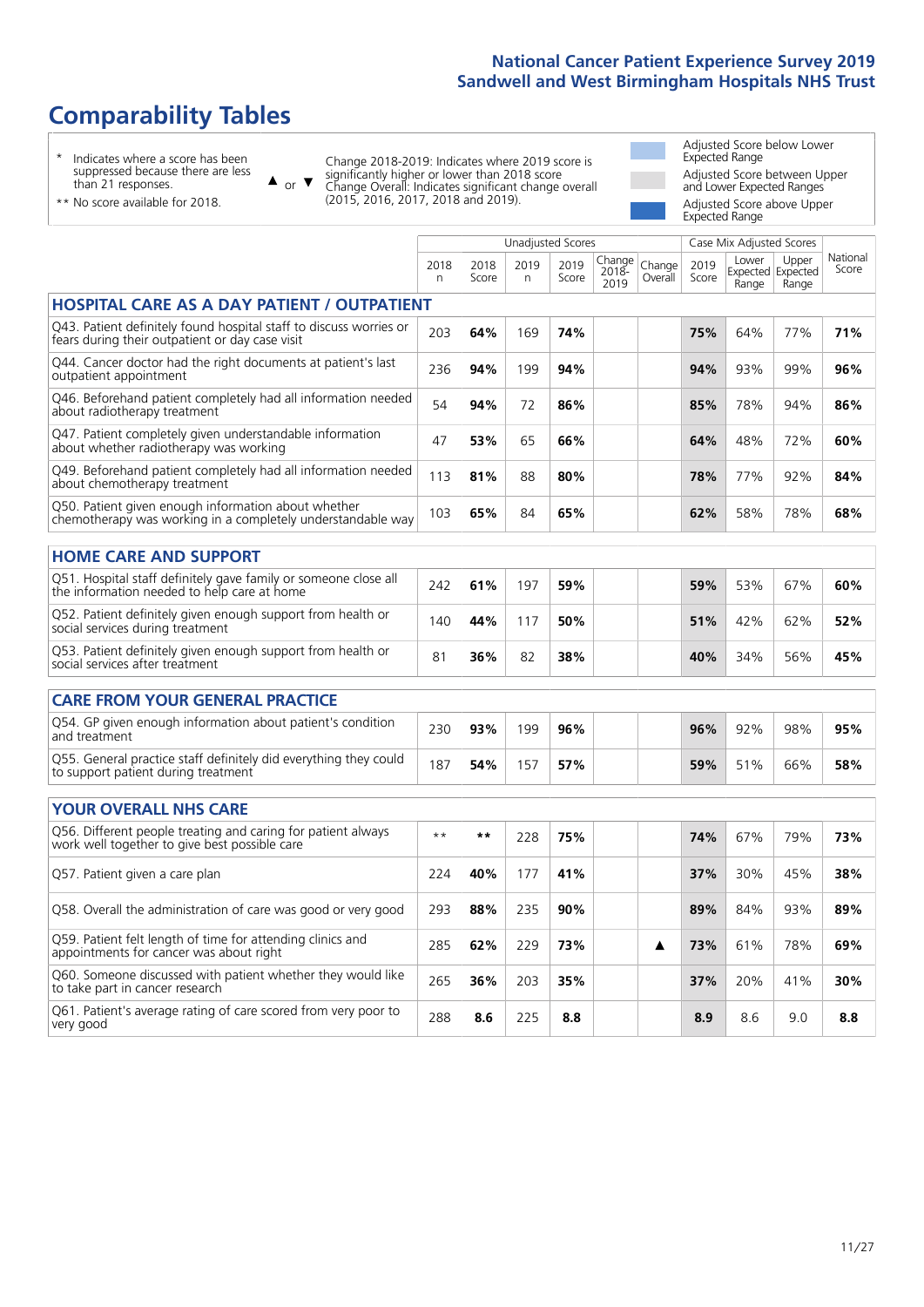# Comparability Tables

\* Indicates where a score has been suppressed because there are less than 21 responses.

\*\* No score available for 2018.

▲ or ▼ Change 2018-2019: Indicates where 2019 score is significantly higher or lower than 2018 score. Change Overall: Indicates significant change overall (2015, 2016, 2017, 2018 and 2019).

Adjusted Score below Lower Expected Range

Adjusted Score between Upper and Lower Expected Ranges

Adjusted Score above Upper Expected Range

| | Unadjusted Scores | | | | | | Case Mix Adjusted Scores | | | |
|---|---|---|---|---|---|---|---|---|---|---|
| | 2018 n | 2018 Score | 2019 n | 2019 Score | Change 2018-2019 | Change Overall | 2019 Score | Lower Expected Range | Upper Expected Range | National Score |
| **HOSPITAL CARE AS A DAY PATIENT / OUTPATIENT** | | | | | | | | | | |
| Q43. Patient definitely found hospital staff to discuss worries or fears during their outpatient or day case visit | 203 | **64%** | 169 | **74%** | | | **75%** | 64% | 77% | **71%** |
| Q44. Cancer doctor had the right documents at patient's last outpatient appointment | 236 | **94%** | 199 | **94%** | | | **94%** | 93% | 99% | **96%** |
| Q46. Beforehand patient completely had all information needed about radiotherapy treatment | 54 | **94%** | 72 | **86%** | | | **85%** | 78% | 94% | **86%** |
| Q47. Patient completely given understandable information about whether radiotherapy was working | 47 | **53%** | 65 | **66%** | | | **64%** | 48% | 72% | **60%** |
| Q49. Beforehand patient completely had all information needed about chemotherapy treatment | 113 | **81%** | 88 | **80%** | | | **78%** | 77% | 92% | **84%** |
| Q50. Patient given enough information about whether chemotherapy was working in a completely understandable way | 103 | **65%** | 84 | **65%** | | | **62%** | 58% | 78% | **68%** |
| **HOME CARE AND SUPPORT** | | | | | | | | | | |
| Q51. Hospital staff definitely gave family or someone close all the information needed to help care at home | 242 | **61%** | 197 | **59%** | | | **59%** | 53% | 67% | **60%** |
| Q52. Patient definitely given enough support from health or social services during treatment | 140 | **44%** | 117 | **50%** | | | **51%** | 42% | 62% | **52%** |
| Q53. Patient definitely given enough support from health or social services after treatment | 81 | **36%** | 82 | **38%** | | | **40%** | 34% | 56% | **45%** |
| **CARE FROM YOUR GENERAL PRACTICE** | | | | | | | | | | |
| Q54. GP given enough information about patient's condition and treatment | 230 | **93%** | 199 | **96%** | | | **96%** | 92% | 98% | **95%** |
| Q55. General practice staff definitely did everything they could to support patient during treatment | 187 | **54%** | 157 | **57%** | | | **59%** | 51% | 66% | **58%** |
| **YOUR OVERALL NHS CARE** | | | | | | | | | | |
| Q56. Different people treating and caring for patient always work well together to give best possible care | ** | ** | 228 | **75%** | | | **74%** | 67% | 79% | **73%** |
| Q57. Patient given a care plan | 224 | **40%** | 177 | **41%** | | | **37%** | 30% | 45% | **38%** |
| Q58. Overall the administration of care was good or very good | 293 | **88%** | 235 | **90%** | | | **89%** | 84% | 93% | **89%** |
| Q59. Patient felt length of time for attending clinics and appointments for cancer was about right | 285 | **62%** | 229 | **73%** | | ▲ | **73%** | 61% | 78% | **69%** |
| Q60. Someone discussed with patient whether they would like to take part in cancer research | 265 | **36%** | 203 | **35%** | | | **37%** | 20% | 41% | **30%** |
| Q61. Patient's average rating of care scored from very poor to very good | 288 | **8.6** | 225 | **8.8** | | | **8.9** | 8.6 | 9.0 | **8.8** |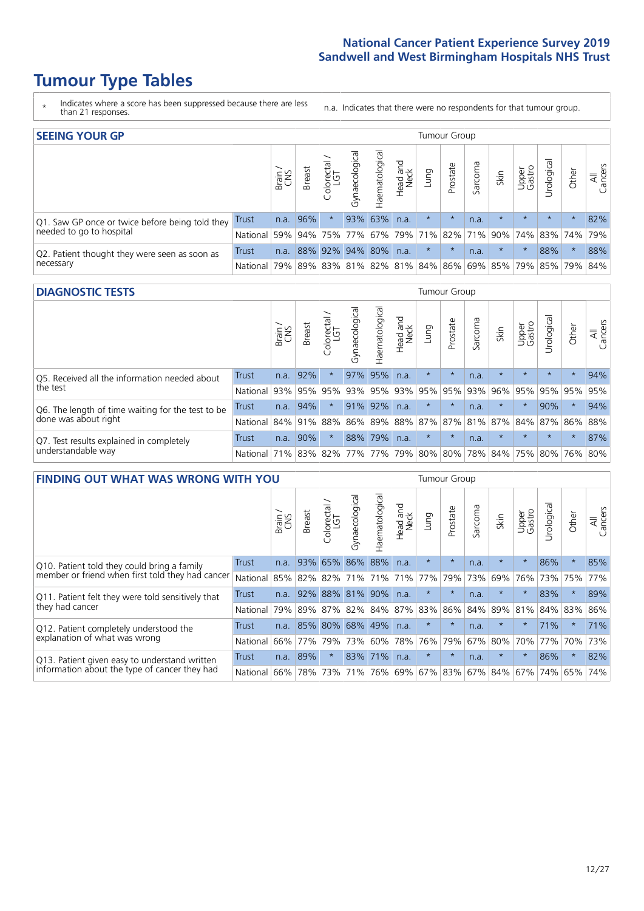# Tumour Type Tables

\* Indicates where a score has been suppressed because there are less than 21 responses.

n.a. Indicates that there were no respondents for that tumour group.

## SEEING YOUR GP

| | | Brain / CNS | Breast | Colorectal / LGT | Gynaecological | Haematological | Head and Neck | Lung | Prostate | Sarcoma | Skin | Upper Gastro | Urological | Other | All Cancers |
|---|---|---|---|---|---|---|---|---|---|---|---|---|---|---|---|
| Q1. Saw GP once or twice before being told they needed to go to hospital | Trust | n.a. | 96% | * | 93% | 63% | n.a. | * | * | n.a. | * | * | * | * | 82% |
| | National | 59% | 94% | 75% | 77% | 67% | 79% | 71% | 82% | 71% | 90% | 74% | 83% | 74% | 79% |
| Q2. Patient thought they were seen as soon as necessary | Trust | n.a. | 88% | 92% | 94% | 80% | n.a. | * | * | n.a. | * | * | 88% | * | 88% |
| | National | 79% | 89% | 83% | 81% | 82% | 81% | 84% | 86% | 69% | 85% | 79% | 85% | 79% | 84% |

## DIAGNOSTIC TESTS

| | | Brain / CNS | Breast | Colorectal / LGT | Gynaecological | Haematological | Head and Neck | Lung | Prostate | Sarcoma | Skin | Upper Gastro | Urological | Other | All Cancers |
|---|---|---|---|---|---|---|---|---|---|---|---|---|---|---|---|
| Q5. Received all the information needed about the test | Trust | n.a. | 92% | * | 97% | 95% | n.a. | * | * | n.a. | * | * | * | * | 94% |
| | National | 93% | 95% | 95% | 93% | 95% | 93% | 95% | 95% | 93% | 96% | 95% | 95% | 95% | 95% |
| Q6. The length of time waiting for the test to be done was about right | Trust | n.a. | 94% | * | 91% | 92% | n.a. | * | * | n.a. | * | * | 90% | * | 94% |
| | National | 84% | 91% | 88% | 86% | 89% | 88% | 87% | 87% | 81% | 87% | 84% | 87% | 86% | 88% |
| Q7. Test results explained in completely understandable way | Trust | n.a. | 90% | * | 88% | 79% | n.a. | * | * | n.a. | * | * | * | * | 87% |
| | National | 71% | 83% | 82% | 77% | 77% | 79% | 80% | 80% | 78% | 84% | 75% | 80% | 76% | 80% |

## FINDING OUT WHAT WAS WRONG WITH YOU

| | | Brain / CNS | Breast | Colorectal / LGT | Gynaecological | Haematological | Head and Neck | Lung | Prostate | Sarcoma | Skin | Upper Gastro | Urological | Other | All Cancers |
|---|---|---|---|---|---|---|---|---|---|---|---|---|---|---|---|
| Q10. Patient told they could bring a family member or friend when first told they had cancer | Trust | n.a. | 93% | 65% | 86% | 88% | n.a. | * | * | n.a. | * | * | 86% | * | 85% |
| | National | 85% | 82% | 82% | 71% | 71% | 71% | 77% | 79% | 73% | 69% | 76% | 73% | 75% | 77% |
| Q11. Patient felt they were told sensitively that they had cancer | Trust | n.a. | 92% | 88% | 81% | 90% | n.a. | * | * | n.a. | * | * | 83% | * | 89% |
| | National | 79% | 89% | 87% | 82% | 84% | 87% | 83% | 86% | 84% | 89% | 81% | 84% | 83% | 86% |
| Q12. Patient completely understood the explanation of what was wrong | Trust | n.a. | 85% | 80% | 68% | 49% | n.a. | * | * | n.a. | * | * | 71% | * | 71% |
| | National | 66% | 77% | 79% | 73% | 60% | 78% | 76% | 79% | 67% | 80% | 70% | 77% | 70% | 73% |
| Q13. Patient given easy to understand written information about the type of cancer they had | Trust | n.a. | 89% | * | 83% | 71% | n.a. | * | * | n.a. | * | * | 86% | * | 82% |
| | National | 66% | 78% | 73% | 71% | 76% | 69% | 67% | 83% | 67% | 84% | 67% | 74% | 65% | 74% |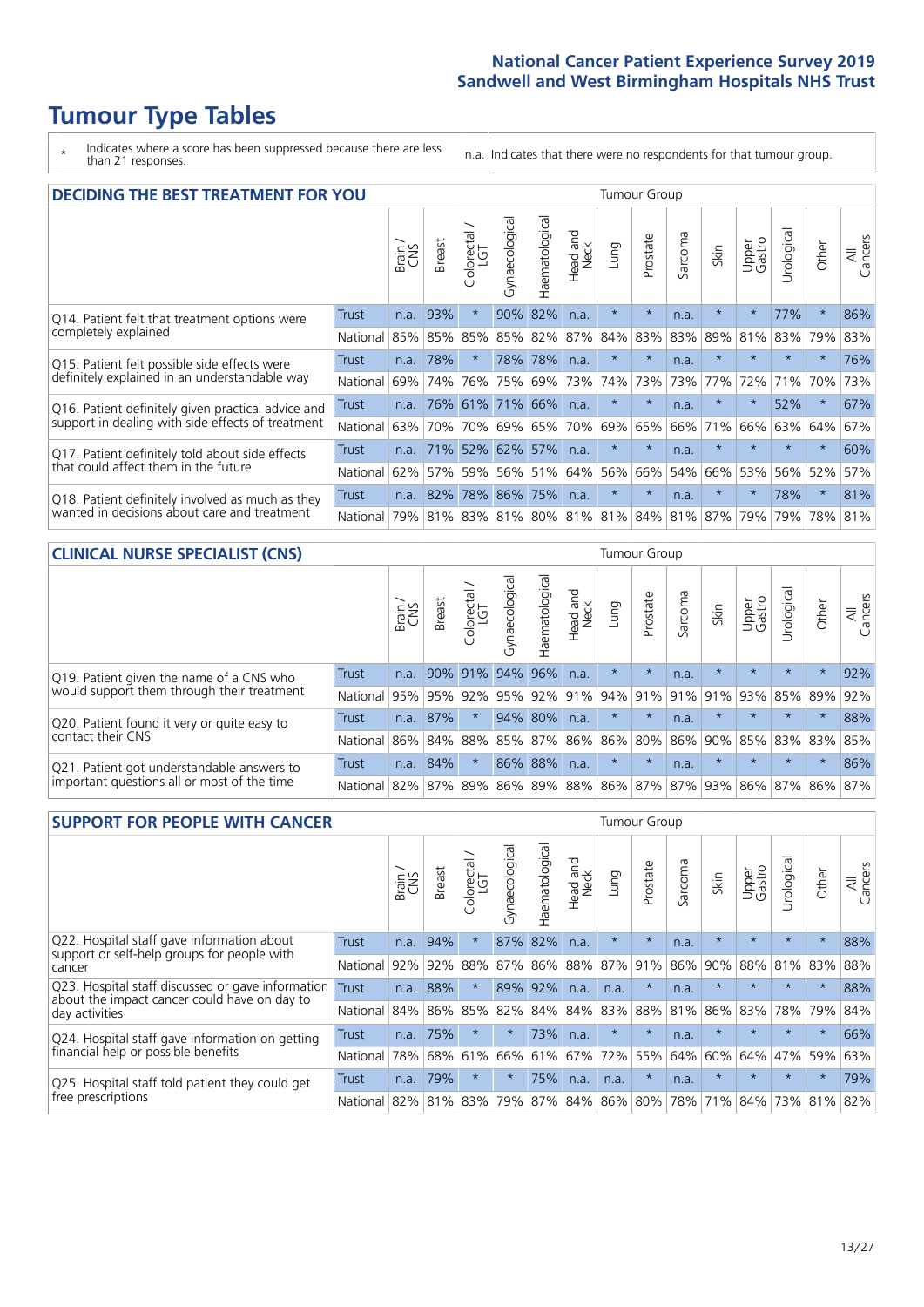# Tumour Type Tables

\* Indicates where a score has been suppressed because there are less than 21 responses.

n.a. Indicates that there were no respondents for that tumour group.

## DECIDING THE BEST TREATMENT FOR YOU

| | | Brain / CNS | Breast | Colorectal / LGT | Gynaecological | Haematological | Head and Neck | Lung | Prostate | Sarcoma | Skin | Upper Gastro | Urological | Other | All Cancers |
|---|---|---|---|---|---|---|---|---|---|---|---|---|---|---|---|
| Q14. Patient felt that treatment options were completely explained | Trust | n.a. | 93% | * | 90% | 82% | n.a. | * | * | n.a. | * | * | 77% | * | 86% |
| | National | 85% | 85% | 85% | 85% | 82% | 87% | 84% | 83% | 83% | 89% | 81% | 83% | 79% | 83% |
| Q15. Patient felt possible side effects were definitely explained in an understandable way | Trust | n.a. | 78% | * | 78% | 78% | n.a. | * | * | n.a. | * | * | * | * | 76% |
| | National | 69% | 74% | 76% | 75% | 69% | 73% | 74% | 73% | 73% | 77% | 72% | 71% | 70% | 73% |
| Q16. Patient definitely given practical advice and support in dealing with side effects of treatment | Trust | n.a. | 76% | 61% | 71% | 66% | n.a. | * | * | n.a. | * | * | 52% | * | 67% |
| | National | 63% | 70% | 70% | 69% | 65% | 70% | 69% | 65% | 66% | 71% | 66% | 63% | 64% | 67% |
| Q17. Patient definitely told about side effects that could affect them in the future | Trust | n.a. | 71% | 52% | 62% | 57% | n.a. | * | * | n.a. | * | * | * | * | 60% |
| | National | 62% | 57% | 59% | 56% | 51% | 64% | 56% | 66% | 54% | 66% | 53% | 56% | 52% | 57% |
| Q18. Patient definitely involved as much as they wanted in decisions about care and treatment | Trust | n.a. | 82% | 78% | 86% | 75% | n.a. | * | * | n.a. | * | * | 78% | * | 81% |
| | National | 79% | 81% | 83% | 81% | 80% | 81% | 81% | 84% | 81% | 87% | 79% | 79% | 78% | 81% |

## CLINICAL NURSE SPECIALIST (CNS)

| | | Brain / CNS | Breast | Colorectal / LGT | Gynaecological | Haematological | Head and Neck | Lung | Prostate | Sarcoma | Skin | Upper Gastro | Urological | Other | All Cancers |
|---|---|---|---|---|---|---|---|---|---|---|---|---|---|---|---|
| Q19. Patient given the name of a CNS who would support them through their treatment | Trust | n.a. | 90% | 91% | 94% | 96% | n.a. | * | * | n.a. | * | * | * | * | 92% |
| | National | 95% | 95% | 92% | 95% | 92% | 91% | 94% | 91% | 91% | 91% | 93% | 85% | 89% | 92% |
| Q20. Patient found it very or quite easy to contact their CNS | Trust | n.a. | 87% | * | 94% | 80% | n.a. | * | * | n.a. | * | * | * | * | 88% |
| | National | 86% | 84% | 88% | 85% | 87% | 86% | 86% | 80% | 86% | 90% | 85% | 83% | 83% | 85% |
| Q21. Patient got understandable answers to important questions all or most of the time | Trust | n.a. | 84% | * | 86% | 88% | n.a. | * | * | n.a. | * | * | * | * | 86% |
| | National | 82% | 87% | 89% | 86% | 89% | 88% | 86% | 87% | 87% | 93% | 86% | 87% | 86% | 87% |

## SUPPORT FOR PEOPLE WITH CANCER

| | | Brain / CNS | Breast | Colorectal / LGT | Gynaecological | Haematological | Head and Neck | Lung | Prostate | Sarcoma | Skin | Upper Gastro | Urological | Other | All Cancers |
|---|---|---|---|---|---|---|---|---|---|---|---|---|---|---|---|
| Q22. Hospital staff gave information about support or self-help groups for people with cancer | Trust | n.a. | 94% | * | 87% | 82% | n.a. | * | * | n.a. | * | * | * | * | 88% |
| | National | 92% | 92% | 88% | 87% | 86% | 88% | 87% | 91% | 86% | 90% | 88% | 81% | 83% | 88% |
| Q23. Hospital staff discussed or gave information about the impact cancer could have on day to day activities | Trust | n.a. | 88% | * | 89% | 92% | n.a. | n.a. | * | n.a. | * | * | * | * | 88% |
| | National | 84% | 86% | 85% | 82% | 84% | 84% | 83% | 88% | 81% | 86% | 83% | 78% | 79% | 84% |
| Q24. Hospital staff gave information on getting financial help or possible benefits | Trust | n.a. | 75% | * | * | 73% | n.a. | * | * | n.a. | * | * | * | * | 66% |
| | National | 78% | 68% | 61% | 66% | 61% | 67% | 72% | 55% | 64% | 60% | 64% | 47% | 59% | 63% |
| Q25. Hospital staff told patient they could get free prescriptions | Trust | n.a. | 79% | * | * | 75% | n.a. | n.a. | * | n.a. | * | * | * | * | 79% |
| | National | 82% | 81% | 83% | 79% | 87% | 84% | 86% | 80% | 78% | 71% | 84% | 73% | 81% | 82% |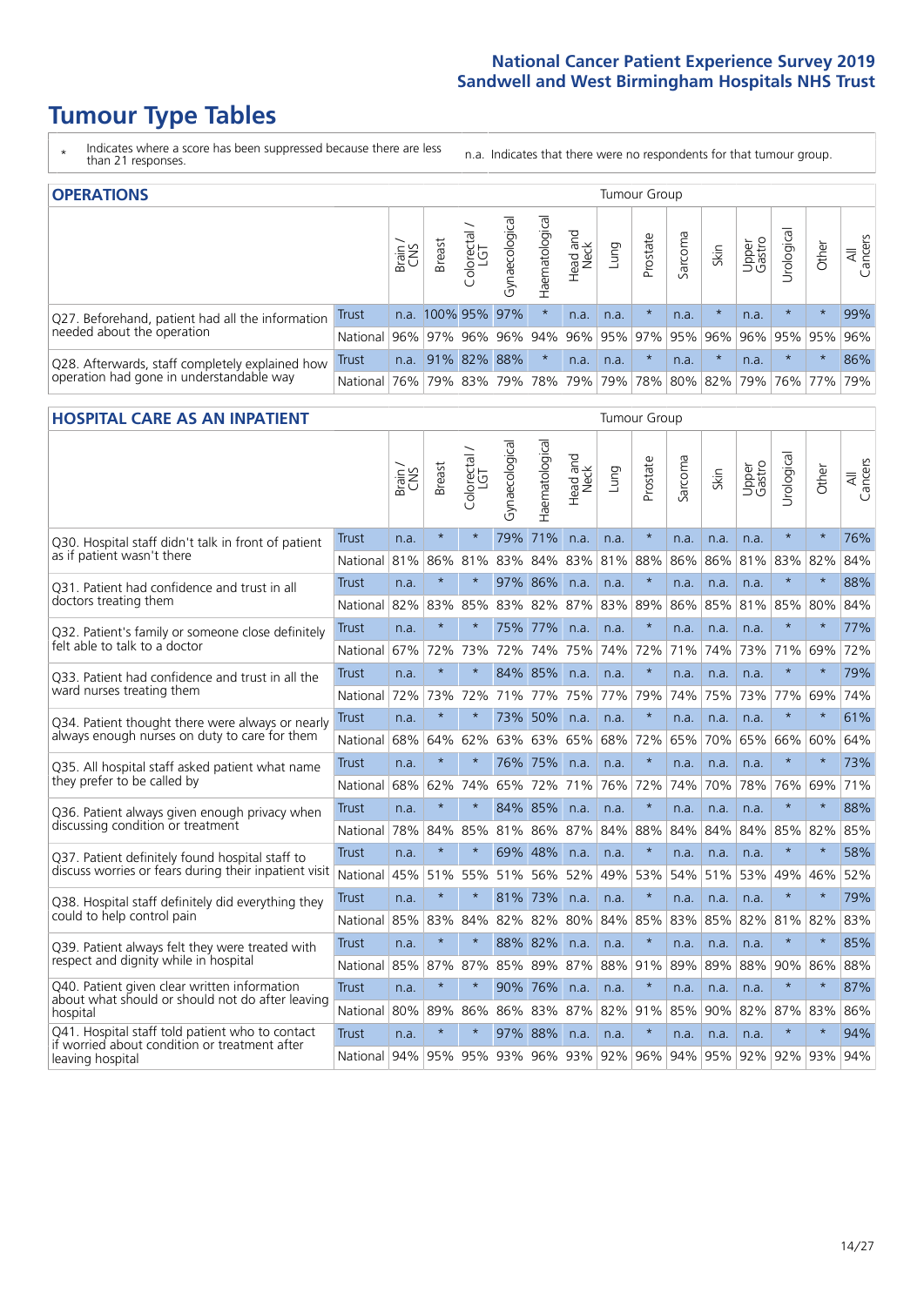# Tumour Type Tables

\* Indicates where a score has been suppressed because there are less than 21 responses.

n.a. Indicates that there were no respondents for that tumour group.

## OPERATIONS

| | | Brain / CNS | Breast | Colorectal / LGT | Gynaecological | Haematological | Head and Neck | Lung | Prostate | Sarcoma | Skin | Upper Gastro | Urological | Other | All Cancers |
|---|---|---|---|---|---|---|---|---|---|---|---|---|---|---|---|
| Q27. Beforehand, patient had all the information needed about the operation | Trust | n.a. | 100% | 95% | 97% | * | n.a. | n.a. | * | n.a. | * | n.a. | * | * | 99% |
| | National | 96% | 97% | 96% | 96% | 94% | 96% | 95% | 97% | 95% | 96% | 96% | 95% | 95% | 96% |
| Q28. Afterwards, staff completely explained how operation had gone in understandable way | Trust | n.a. | 91% | 82% | 88% | * | n.a. | n.a. | * | n.a. | * | n.a. | * | * | 86% |
| | National | 76% | 79% | 83% | 79% | 78% | 79% | 79% | 78% | 80% | 82% | 79% | 76% | 77% | 79% |

## HOSPITAL CARE AS AN INPATIENT

| | | Brain / CNS | Breast | Colorectal / LGT | Gynaecological | Haematological | Head and Neck | Lung | Prostate | Sarcoma | Skin | Upper Gastro | Urological | Other | All Cancers |
|---|---|---|---|---|---|---|---|---|---|---|---|---|---|---|---|
| Q30. Hospital staff didn't talk in front of patient as if patient wasn't there | Trust | n.a. | * | * | 79% | 71% | n.a. | n.a. | * | n.a. | n.a. | n.a. | * | * | 76% |
| | National | 81% | 86% | 81% | 83% | 84% | 83% | 81% | 88% | 86% | 86% | 81% | 83% | 82% | 84% |
| Q31. Patient had confidence and trust in all doctors treating them | Trust | n.a. | * | * | 97% | 86% | n.a. | n.a. | * | n.a. | n.a. | n.a. | * | * | 88% |
| | National | 82% | 83% | 85% | 83% | 82% | 87% | 83% | 89% | 86% | 85% | 81% | 85% | 80% | 84% |
| Q32. Patient's family or someone close definitely felt able to talk to a doctor | Trust | n.a. | * | * | 75% | 77% | n.a. | n.a. | * | n.a. | n.a. | n.a. | * | * | 77% |
| | National | 67% | 72% | 73% | 72% | 74% | 75% | 74% | 72% | 71% | 74% | 73% | 71% | 69% | 72% |
| Q33. Patient had confidence and trust in all the ward nurses treating them | Trust | n.a. | * | * | 84% | 85% | n.a. | n.a. | * | n.a. | n.a. | n.a. | * | * | 79% |
| | National | 72% | 73% | 72% | 71% | 77% | 75% | 77% | 79% | 74% | 75% | 73% | 77% | 69% | 74% |
| Q34. Patient thought there were always or nearly always enough nurses on duty to care for them | Trust | n.a. | * | * | 73% | 50% | n.a. | n.a. | * | n.a. | n.a. | n.a. | * | * | 61% |
| | National | 68% | 64% | 62% | 63% | 63% | 65% | 68% | 72% | 65% | 70% | 65% | 66% | 60% | 64% |
| Q35. All hospital staff asked patient what name they prefer to be called by | Trust | n.a. | * | * | 76% | 75% | n.a. | n.a. | * | n.a. | n.a. | n.a. | * | * | 73% |
| | National | 68% | 62% | 74% | 65% | 72% | 71% | 76% | 72% | 74% | 70% | 78% | 76% | 69% | 71% |
| Q36. Patient always given enough privacy when discussing condition or treatment | Trust | n.a. | * | * | 84% | 85% | n.a. | n.a. | * | n.a. | n.a. | n.a. | * | * | 88% |
| | National | 78% | 84% | 85% | 81% | 86% | 87% | 84% | 88% | 84% | 84% | 84% | 85% | 82% | 85% |
| Q37. Patient definitely found hospital staff to discuss worries or fears during their inpatient visit | Trust | n.a. | * | * | 69% | 48% | n.a. | n.a. | * | n.a. | n.a. | n.a. | * | * | 58% |
| | National | 45% | 51% | 55% | 51% | 56% | 52% | 49% | 53% | 54% | 51% | 53% | 49% | 46% | 52% |
| Q38. Hospital staff definitely did everything they could to help control pain | Trust | n.a. | * | * | 81% | 73% | n.a. | n.a. | * | n.a. | n.a. | n.a. | * | * | 79% |
| | National | 85% | 83% | 84% | 82% | 82% | 80% | 84% | 85% | 83% | 85% | 82% | 81% | 82% | 83% |
| Q39. Patient always felt they were treated with respect and dignity while in hospital | Trust | n.a. | * | * | 88% | 82% | n.a. | n.a. | * | n.a. | n.a. | n.a. | * | * | 85% |
| | National | 85% | 87% | 87% | 85% | 89% | 87% | 88% | 91% | 89% | 89% | 88% | 90% | 86% | 88% |
| Q40. Patient given clear written information about what should or should not do after leaving hospital | Trust | n.a. | * | * | 90% | 76% | n.a. | n.a. | * | n.a. | n.a. | n.a. | * | * | 87% |
| | National | 80% | 89% | 86% | 86% | 83% | 87% | 82% | 91% | 85% | 90% | 82% | 87% | 83% | 86% |
| Q41. Hospital staff told patient who to contact if worried about condition or treatment after leaving hospital | Trust | n.a. | * | * | 97% | 88% | n.a. | n.a. | * | n.a. | n.a. | n.a. | * | * | 94% |
| | National | 94% | 95% | 95% | 93% | 96% | 93% | 92% | 96% | 94% | 95% | 92% | 92% | 93% | 94% |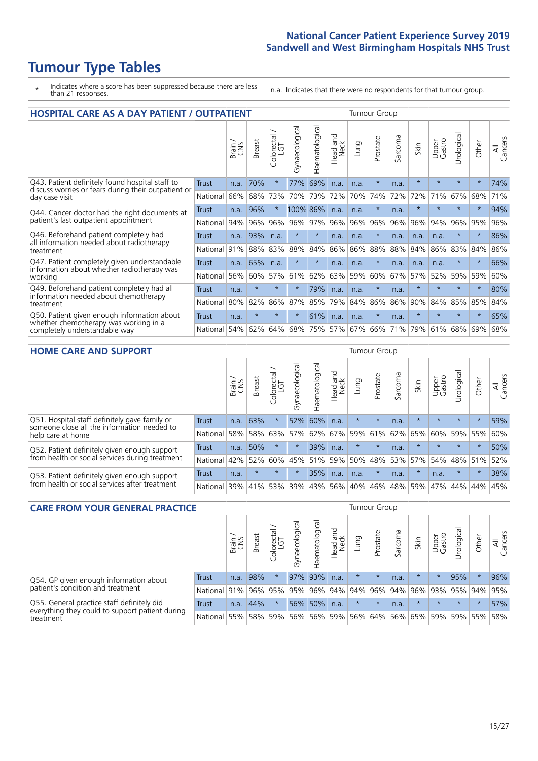# Tumour Type Tables

- \* Indicates where a score has been suppressed because there are less than 21 responses.
- n.a. Indicates that there were no respondents for that tumour group.

## HOSPITAL CARE AS A DAY PATIENT / OUTPATIENT

| | | Brain / CNS | Breast | Colorectal / LGT | Gynaecological | Haematological | Head and Neck | Lung | Prostate | Sarcoma | Skin | Upper Gastro | Urological | Other | All Cancers |
|---|---|---|---|---|---|---|---|---|---|---|---|---|---|---|---|
| Q43. Patient definitely found hospital staff to discuss worries or fears during their outpatient or day case visit | Trust | n.a. | 70% | * | 77% | 69% | n.a. | n.a. | * | n.a. | * | * | * | * | 74% |
| | National | 66% | 68% | 73% | 70% | 73% | 72% | 70% | 74% | 72% | 72% | 71% | 67% | 68% | 71% |
| Q44. Cancer doctor had the right documents at patient's last outpatient appointment | Trust | n.a. | 96% | * | 100% | 86% | n.a. | n.a. | * | n.a. | * | * | * | * | 94% |
| | National | 94% | 96% | 96% | 96% | 97% | 96% | 96% | 96% | 96% | 96% | 94% | 96% | 95% | 96% |
| Q46. Beforehand patient completely had all information needed about radiotherapy treatment | Trust | n.a. | 93% | n.a. | * | * | n.a. | n.a. | * | n.a. | n.a. | n.a. | * | * | 86% |
| | National | 91% | 88% | 83% | 88% | 84% | 86% | 86% | 88% | 88% | 84% | 86% | 83% | 84% | 86% |
| Q47. Patient completely given understandable information about whether radiotherapy was working | Trust | n.a. | 65% | n.a. | * | * | n.a. | n.a. | * | n.a. | n.a. | n.a. | * | * | 66% |
| | National | 56% | 60% | 57% | 61% | 62% | 63% | 59% | 60% | 67% | 57% | 52% | 59% | 59% | 60% |
| Q49. Beforehand patient completely had all information needed about chemotherapy treatment | Trust | n.a. | * | * | * | 79% | n.a. | n.a. | * | n.a. | * | * | * | * | 80% |
| | National | 80% | 82% | 86% | 87% | 85% | 79% | 84% | 86% | 86% | 90% | 84% | 85% | 85% | 84% |
| Q50. Patient given enough information about whether chemotherapy was working in a completely understandable way | Trust | n.a. | * | * | * | 61% | n.a. | n.a. | * | n.a. | * | * | * | * | 65% |
| | National | 54% | 62% | 64% | 68% | 75% | 57% | 67% | 66% | 71% | 79% | 61% | 68% | 69% | 68% |

## HOME CARE AND SUPPORT

| | | Brain / CNS | Breast | Colorectal / LGT | Gynaecological | Haematological | Head and Neck | Lung | Prostate | Sarcoma | Skin | Upper Gastro | Urological | Other | All Cancers |
|---|---|---|---|---|---|---|---|---|---|---|---|---|---|---|---|
| Q51. Hospital staff definitely gave family or someone close all the information needed to help care at home | Trust | n.a. | 63% | * | 52% | 60% | n.a. | * | * | n.a. | * | * | * | * | 59% |
| | National | 58% | 58% | 63% | 57% | 62% | 67% | 59% | 61% | 62% | 65% | 60% | 59% | 55% | 60% |
| Q52. Patient definitely given enough support from health or social services during treatment | Trust | n.a. | 50% | * | * | 39% | n.a. | * | * | n.a. | * | * | * | * | 50% |
| | National | 42% | 52% | 60% | 45% | 51% | 59% | 50% | 48% | 53% | 57% | 54% | 48% | 51% | 52% |
| Q53. Patient definitely given enough support from health or social services after treatment | Trust | n.a. | * | * | * | 35% | n.a. | n.a. | * | n.a. | * | n.a. | * | * | 38% |
| | National | 39% | 41% | 53% | 39% | 43% | 56% | 40% | 46% | 48% | 59% | 47% | 44% | 44% | 45% |

## CARE FROM YOUR GENERAL PRACTICE

| | | Brain / CNS | Breast | Colorectal / LGT | Gynaecological | Haematological | Head and Neck | Lung | Prostate | Sarcoma | Skin | Upper Gastro | Urological | Other | All Cancers |
|---|---|---|---|---|---|---|---|---|---|---|---|---|---|---|---|
| Q54. GP given enough information about patient's condition and treatment | Trust | n.a. | 98% | * | 97% | 93% | n.a. | * | * | n.a. | * | * | 95% | * | 96% |
| | National | 91% | 96% | 95% | 95% | 96% | 94% | 94% | 96% | 94% | 96% | 93% | 95% | 94% | 95% |
| Q55. General practice staff definitely did everything they could to support patient during treatment | Trust | n.a. | 44% | * | 56% | 50% | n.a. | * | * | n.a. | * | * | * | * | 57% |
| | National | 55% | 58% | 59% | 56% | 56% | 59% | 56% | 64% | 56% | 65% | 59% | 59% | 55% | 58% |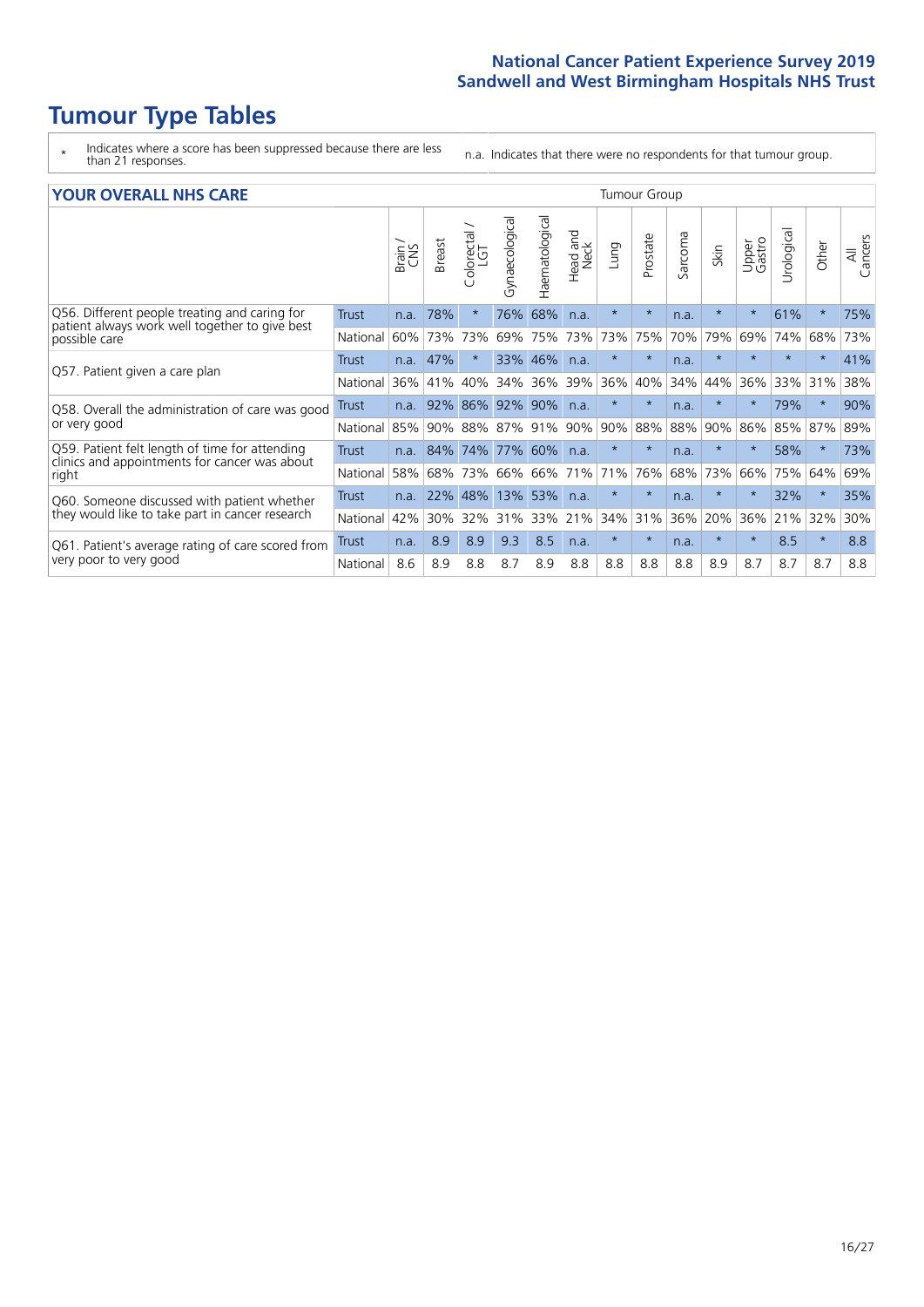# Tumour Type Tables

\* Indicates where a score has been suppressed because there are less than 21 responses.

n.a. Indicates that there were no respondents for that tumour group.

## YOUR OVERALL NHS CARE

| | | Brain / CNS | Breast | Colorectal / LGT | Gynaecological | Haematological | Head and Neck | Lung | Prostate | Sarcoma | Skin | Upper Gastro | Urological | Other | All Cancers |
|---|---|---|---|---|---|---|---|---|---|---|---|---|---|---|---|
| Q56. Different people treating and caring for patient always work well together to give best possible care | Trust | n.a. | 78% | * | 76% | 68% | n.a. | * | * | n.a. | * | * | 61% | * | 75% |
| | National | 60% | 73% | 73% | 69% | 75% | 73% | 73% | 75% | 70% | 79% | 69% | 74% | 68% | 73% |
| Q57. Patient given a care plan | Trust | n.a. | 47% | * | 33% | 46% | n.a. | * | * | n.a. | * | * | * | * | 41% |
| | National | 36% | 41% | 40% | 34% | 36% | 39% | 36% | 40% | 34% | 44% | 36% | 33% | 31% | 38% |
| Q58. Overall the administration of care was good or very good | Trust | n.a. | 92% | 86% | 92% | 90% | n.a. | * | * | n.a. | * | * | 79% | * | 90% |
| | National | 85% | 90% | 88% | 87% | 91% | 90% | 90% | 88% | 88% | 90% | 86% | 85% | 87% | 89% |
| Q59. Patient felt length of time for attending clinics and appointments for cancer was about right | Trust | n.a. | 84% | 74% | 77% | 60% | n.a. | * | * | n.a. | * | * | 58% | * | 73% |
| | National | 58% | 68% | 73% | 66% | 66% | 71% | 71% | 76% | 68% | 73% | 66% | 75% | 64% | 69% |
| Q60. Someone discussed with patient whether they would like to take part in cancer research | Trust | n.a. | 22% | 48% | 13% | 53% | n.a. | * | * | n.a. | * | * | 32% | * | 35% |
| | National | 42% | 30% | 32% | 31% | 33% | 21% | 34% | 31% | 36% | 20% | 36% | 21% | 32% | 30% |
| Q61. Patient's average rating of care scored from very poor to very good | Trust | n.a. | 8.9 | 8.9 | 9.3 | 8.5 | n.a. | * | * | n.a. | * | * | 8.5 | * | 8.8 |
| | National | 8.6 | 8.9 | 8.8 | 8.7 | 8.9 | 8.8 | 8.8 | 8.8 | 8.8 | 8.9 | 8.7 | 8.7 | 8.7 | 8.8 |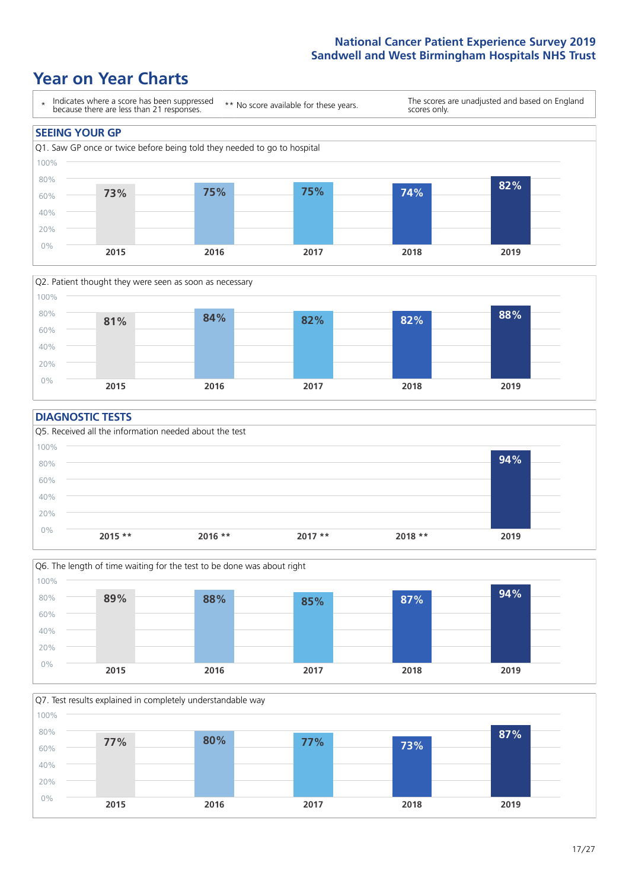# Year on Year Charts

| * Indicates where a score has been suppressed because there are less than 21 responses. | ** No score available for these years. | The scores are unadjusted and based on England scores only. |
|---|---|---|

## SEEING YOUR GP

Q1. Saw GP once or twice before being told they needed to go to hospital

| 2015 | 2016 | 2017 | 2018 | 2019 |
|---|---|---|---|---|
| 73% | 75% | 75% | 74% | 82% |

Q2. Patient thought they were seen as soon as necessary

| 2015 | 2016 | 2017 | 2018 | 2019 |
|---|---|---|---|---|
| 81% | 84% | 82% | 82% | 88% |

## DIAGNOSTIC TESTS

Q5. Received all the information needed about the test

| 2015 ** | 2016 ** | 2017 ** | 2018 ** | 2019 |
|---|---|---|---|---|
| | | | | 94% |

Q6. The length of time waiting for the test to be done was about right

| 2015 | 2016 | 2017 | 2018 | 2019 |
|---|---|---|---|---|
| 89% | 88% | 85% | 87% | 94% |

Q7. Test results explained in completely understandable way

| 2015 | 2016 | 2017 | 2018 | 2019 |
|---|---|---|---|---|
| 77% | 80% | 77% | 73% | 87% |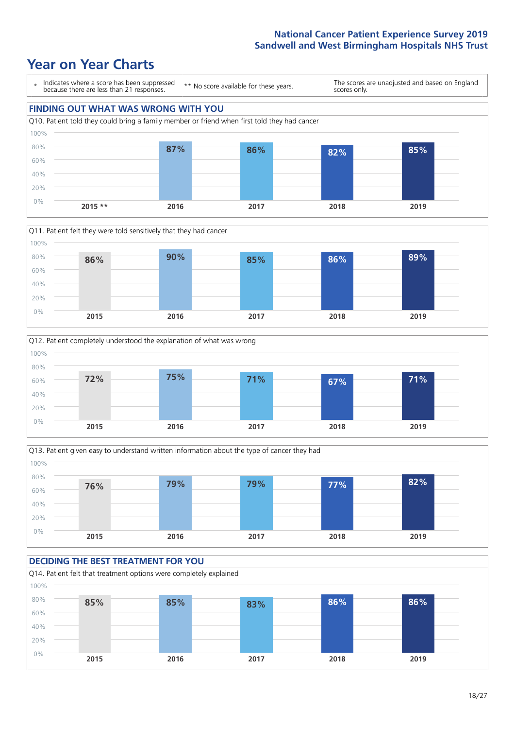## Year on Year Charts

\* Indicates where a score has been suppressed because there are less than 21 responses.

** No score available for these years.

The scores are unadjusted and based on England scores only.

### FINDING OUT WHAT WAS WRONG WITH YOU

Q10. Patient told they could bring a family member or friend when first told they had cancer

| 2015 ** | 2016 | 2017 | 2018 | 2019 |
|---|---|---|---|---|
| | 87% | 86% | 82% | 85% |

Q11. Patient felt they were told sensitively that they had cancer

| 2015 | 2016 | 2017 | 2018 | 2019 |
|---|---|---|---|---|
| 86% | 90% | 85% | 86% | 89% |

Q12. Patient completely understood the explanation of what was wrong

| 2015 | 2016 | 2017 | 2018 | 2019 |
|---|---|---|---|---|
| 72% | 75% | 71% | 67% | 71% |

Q13. Patient given easy to understand written information about the type of cancer they had

| 2015 | 2016 | 2017 | 2018 | 2019 |
|---|---|---|---|---|
| 76% | 79% | 79% | 77% | 82% |

### DECIDING THE BEST TREATMENT FOR YOU

Q14. Patient felt that treatment options were completely explained

| 2015 | 2016 | 2017 | 2018 | 2019 |
|---|---|---|---|---|
| 85% | 85% | 83% | 86% | 86% |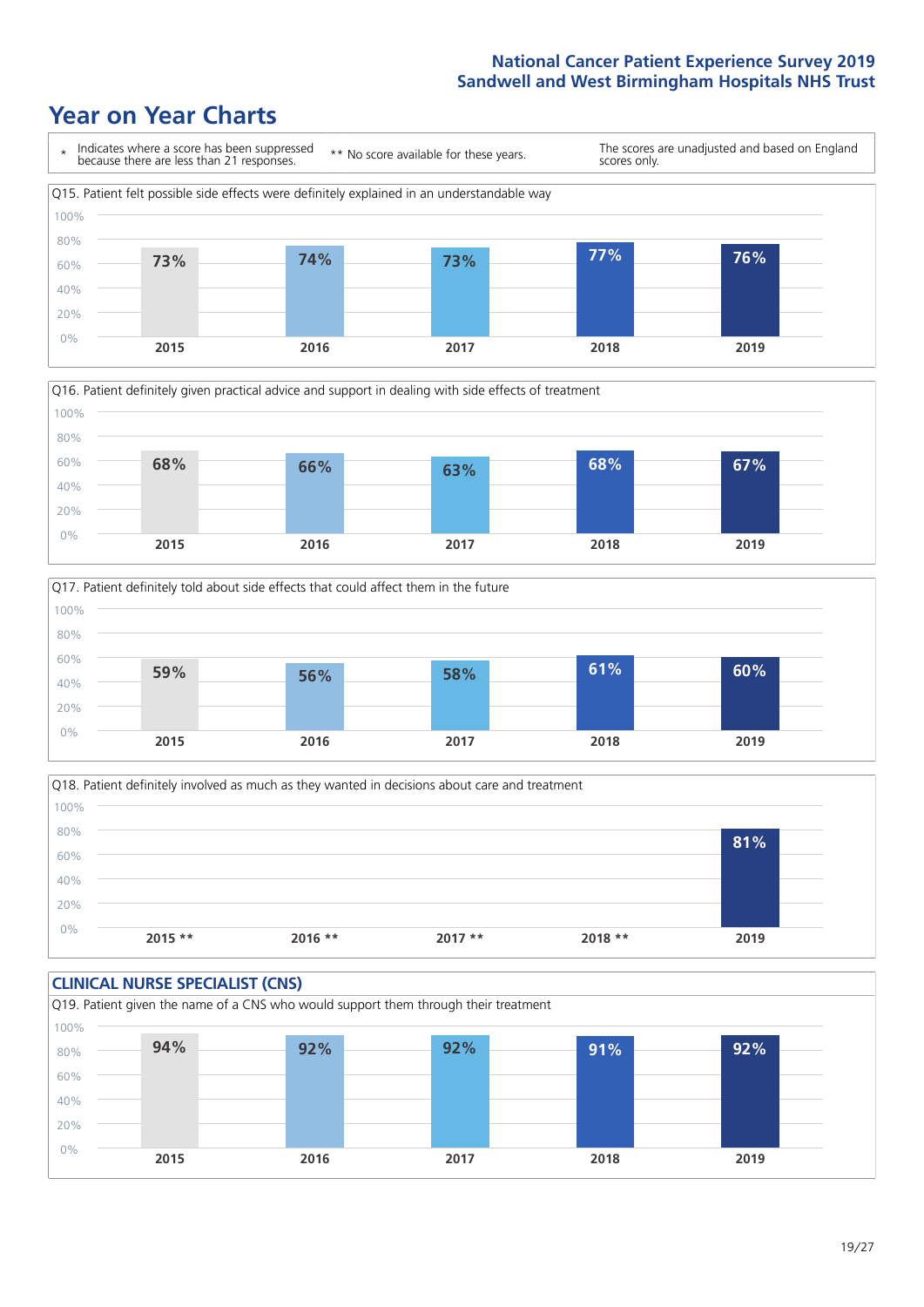# Year on Year Charts

\* Indicates where a score has been suppressed because there are less than 21 responses. ** No score available for these years. The scores are unadjusted and based on England scores only.

Q15. Patient felt possible side effects were definitely explained in an understandable way

| 2015 | 2016 | 2017 | 2018 | 2019 |
|---|---|---|---|---|
| 73% | 74% | 73% | 77% | 76% |

Q16. Patient definitely given practical advice and support in dealing with side effects of treatment

| 2015 | 2016 | 2017 | 2018 | 2019 |
|---|---|---|---|---|
| 68% | 66% | 63% | 68% | 67% |

Q17. Patient definitely told about side effects that could affect them in the future

| 2015 | 2016 | 2017 | 2018 | 2019 |
|---|---|---|---|---|
| 59% | 56% | 58% | 61% | 60% |

Q18. Patient definitely involved as much as they wanted in decisions about care and treatment

| 2015 ** | 2016 ** | 2017 ** | 2018 ** | 2019 |
|---|---|---|---|---|
| | | | | 81% |

## CLINICAL NURSE SPECIALIST (CNS)

Q19. Patient given the name of a CNS who would support them through their treatment

| 2015 | 2016 | 2017 | 2018 | 2019 |
|---|---|---|---|---|
| 94% | 92% | 92% | 91% | 92% |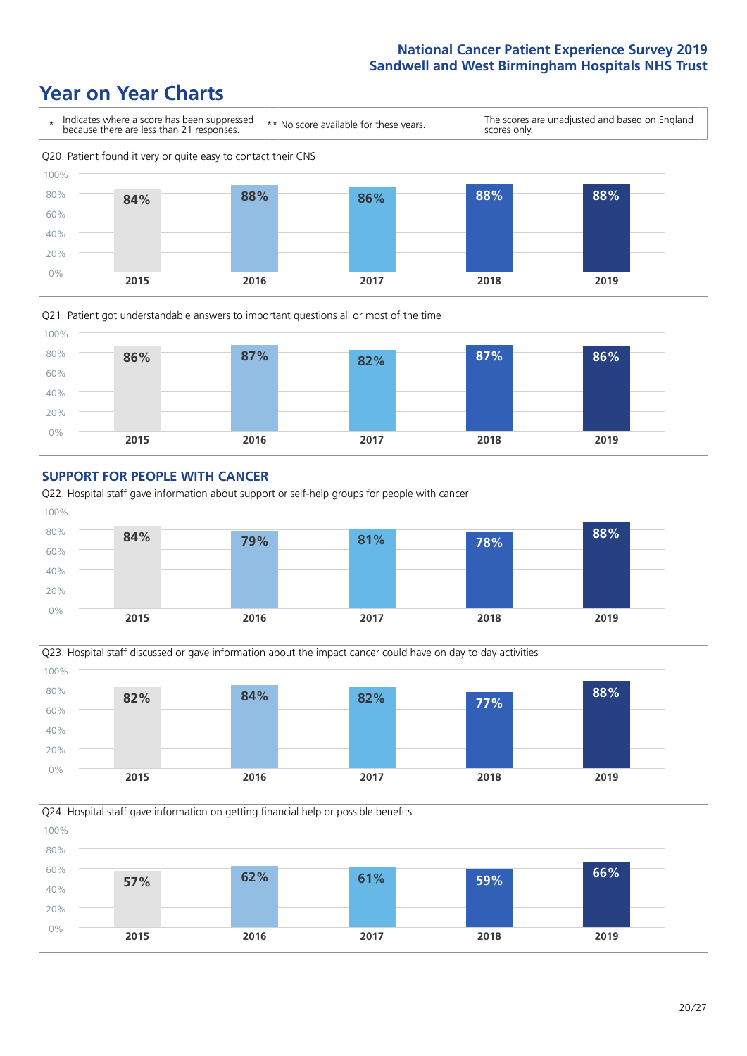# Year on Year Charts

\* Indicates where a score has been suppressed because there are less than 21 responses.

** No score available for these years.

The scores are unadjusted and based on England scores only.

Q20. Patient found it very or quite easy to contact their CNS

| 2015 | 2016 | 2017 | 2018 | 2019 |
|---|---|---|---|---|
| 84% | 88% | 86% | 88% | 88% |

Q21. Patient got understandable answers to important questions all or most of the time

| 2015 | 2016 | 2017 | 2018 | 2019 |
|---|---|---|---|---|
| 86% | 87% | 82% | 87% | 86% |

## SUPPORT FOR PEOPLE WITH CANCER

Q22. Hospital staff gave information about support or self-help groups for people with cancer

| 2015 | 2016 | 2017 | 2018 | 2019 |
|---|---|---|---|---|
| 84% | 79% | 81% | 78% | 88% |

Q23. Hospital staff discussed or gave information about the impact cancer could have on day to day activities

| 2015 | 2016 | 2017 | 2018 | 2019 |
|---|---|---|---|---|
| 82% | 84% | 82% | 77% | 88% |

Q24. Hospital staff gave information on getting financial help or possible benefits

| 2015 | 2016 | 2017 | 2018 | 2019 |
|---|---|---|---|---|
| 57% | 62% | 61% | 59% | 66% |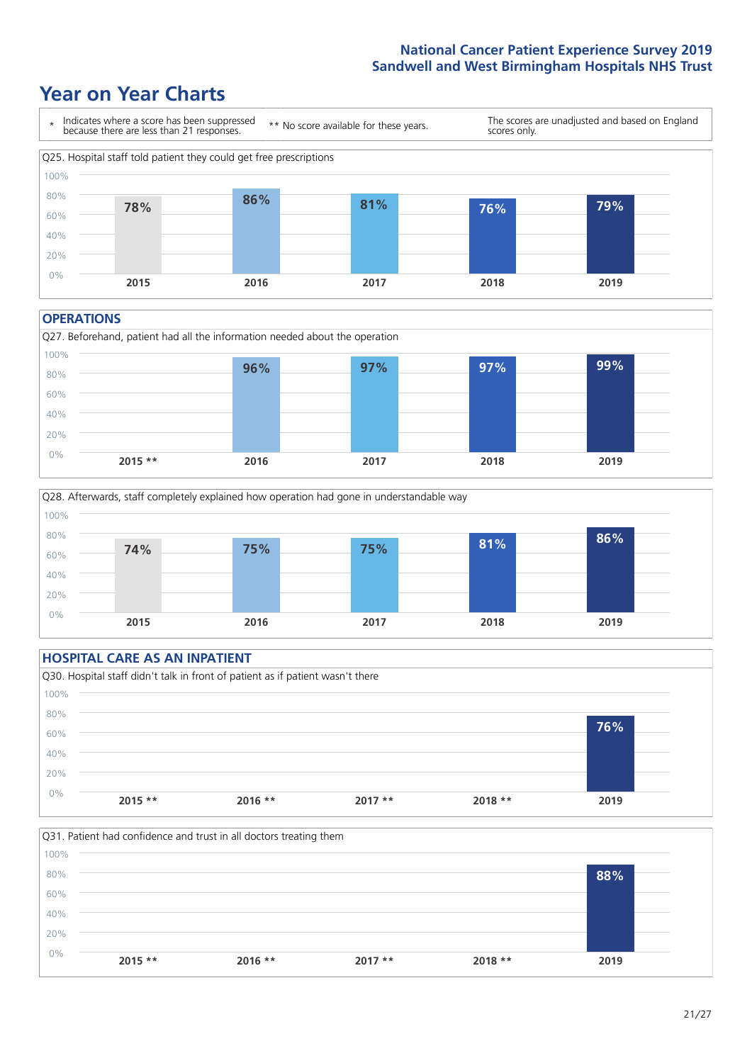# Year on Year Charts

\* Indicates where a score has been suppressed because there are less than 21 responses.

\*\* No score available for these years.

The scores are unadjusted and based on England scores only.

Q25. Hospital staff told patient they could get free prescriptions

| 2015 | 2016 | 2017 | 2018 | 2019 |
|---|---|---|---|---|
| 78% | 86% | 81% | 76% | 79% |

## OPERATIONS

Q27. Beforehand, patient had all the information needed about the operation

| 2015 ** | 2016 | 2017 | 2018 | 2019 |
|---|---|---|---|---|
| | 96% | 97% | 97% | 99% |

Q28. Afterwards, staff completely explained how operation had gone in understandable way

| 2015 | 2016 | 2017 | 2018 | 2019 |
|---|---|---|---|---|
| 74% | 75% | 75% | 81% | 86% |

## HOSPITAL CARE AS AN INPATIENT

Q30. Hospital staff didn't talk in front of patient as if patient wasn't there

| 2015 ** | 2016 ** | 2017 ** | 2018 ** | 2019 |
|---|---|---|---|---|
| | | | | 76% |

Q31. Patient had confidence and trust in all doctors treating them

| 2015 ** | 2016 ** | 2017 ** | 2018 ** | 2019 |
|---|---|---|---|---|
| | | | | 88% |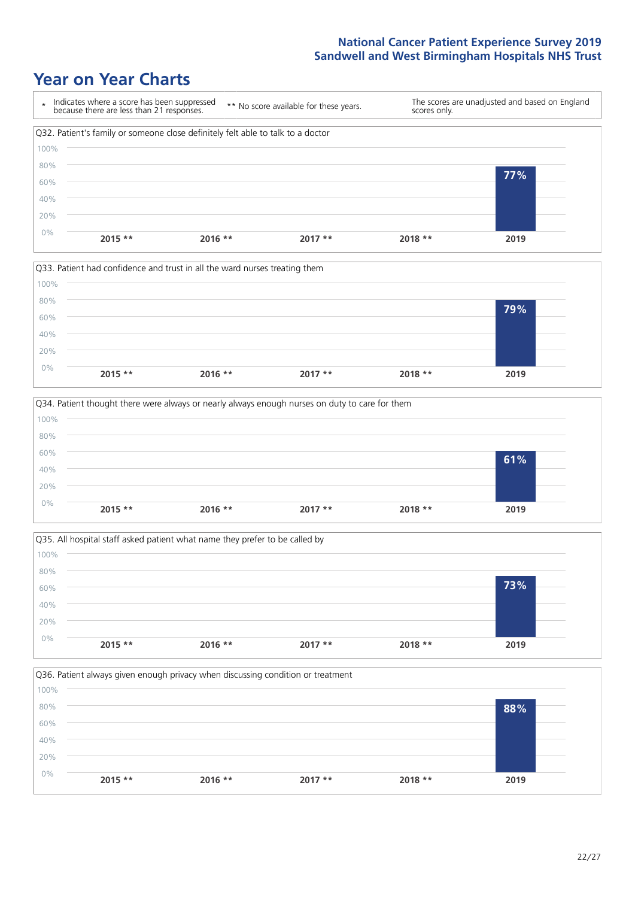# Year on Year Charts

\* Indicates where a score has been suppressed because there are less than 21 responses. ** No score available for these years. The scores are unadjusted and based on England scores only.

Q32. Patient's family or someone close definitely felt able to talk to a doctor

| 2015 ** | 2016 ** | 2017 ** | 2018 ** | 2019 |
|---|---|---|---|---|
| | | | | 77% |

Q33. Patient had confidence and trust in all the ward nurses treating them

| 2015 ** | 2016 ** | 2017 ** | 2018 ** | 2019 |
|---|---|---|---|---|
| | | | | 79% |

Q34. Patient thought there were always or nearly always enough nurses on duty to care for them

| 2015 ** | 2016 ** | 2017 ** | 2018 ** | 2019 |
|---|---|---|---|---|
| | | | | 61% |

Q35. All hospital staff asked patient what name they prefer to be called by

| 2015 ** | 2016 ** | 2017 ** | 2018 ** | 2019 |
|---|---|---|---|---|
| | | | | 73% |

Q36. Patient always given enough privacy when discussing condition or treatment

| 2015 ** | 2016 ** | 2017 ** | 2018 ** | 2019 |
|---|---|---|---|---|
| | | | | 88% |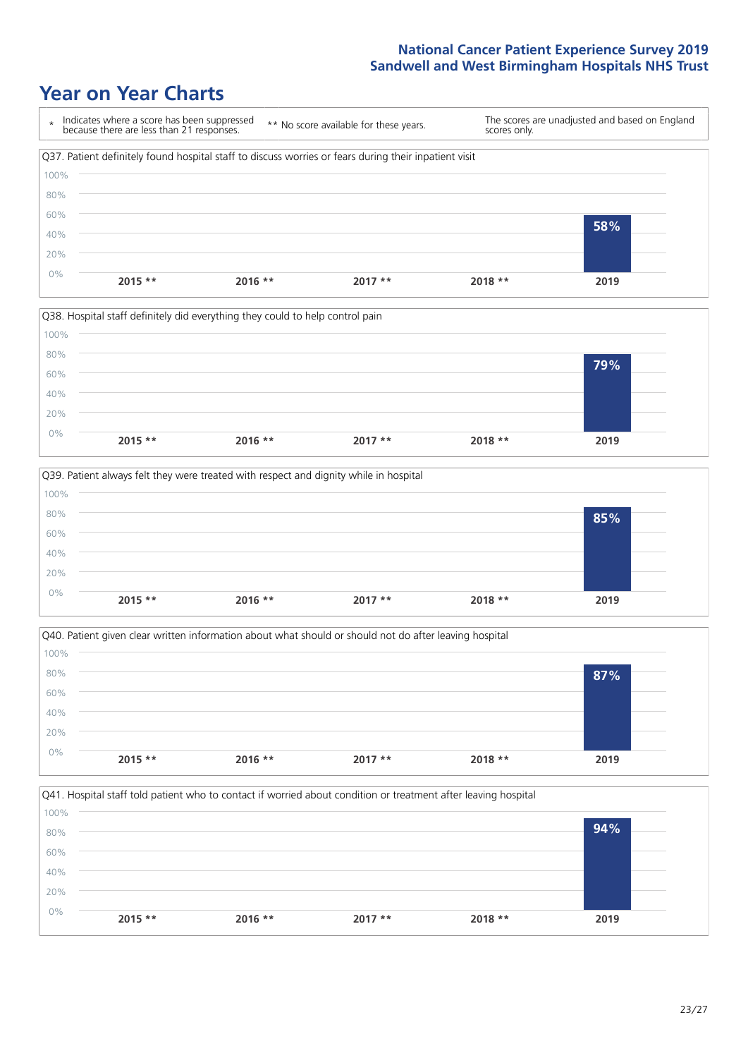# Year on Year Charts

\* Indicates where a score has been suppressed because there are less than 21 responses.

** No score available for these years.

The scores are unadjusted and based on England scores only.

Q37. Patient definitely found hospital staff to discuss worries or fears during their inpatient visit

| 2015 ** | 2016 ** | 2017 ** | 2018 ** | 2019 |
|---|---|---|---|---|
| | | | | 58% |

Q38. Hospital staff definitely did everything they could to help control pain

| 2015 ** | 2016 ** | 2017 ** | 2018 ** | 2019 |
|---|---|---|---|---|
| | | | | 79% |

Q39. Patient always felt they were treated with respect and dignity while in hospital

| 2015 ** | 2016 ** | 2017 ** | 2018 ** | 2019 |
|---|---|---|---|---|
| | | | | 85% |

Q40. Patient given clear written information about what should or should not do after leaving hospital

| 2015 ** | 2016 ** | 2017 ** | 2018 ** | 2019 |
|---|---|---|---|---|
| | | | | 87% |

Q41. Hospital staff told patient who to contact if worried about condition or treatment after leaving hospital

| 2015 ** | 2016 ** | 2017 ** | 2018 ** | 2019 |
|---|---|---|---|---|
| | | | | 94% |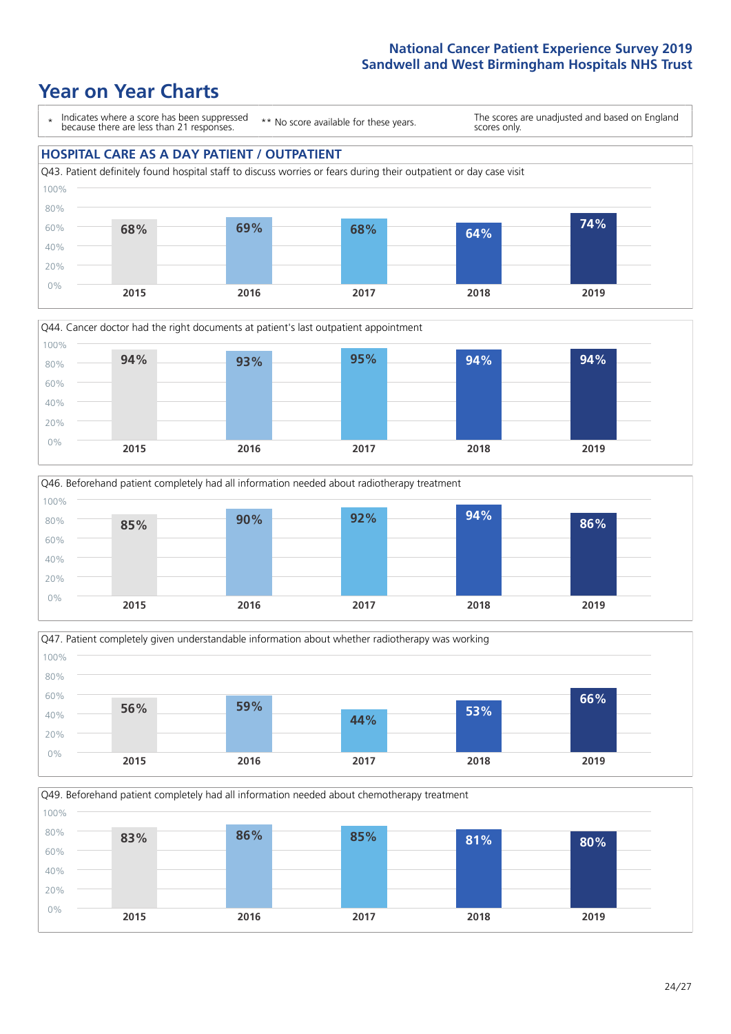# Year on Year Charts

\* Indicates where a score has been suppressed because there are less than 21 responses.

** No score available for these years.

The scores are unadjusted and based on England scores only.

## HOSPITAL CARE AS A DAY PATIENT / OUTPATIENT

Q43. Patient definitely found hospital staff to discuss worries or fears during their outpatient or day case visit

| 2015 | 2016 | 2017 | 2018 | 2019 |
|---|---|---|---|---|
| 68% | 69% | 68% | 64% | 74% |

Q44. Cancer doctor had the right documents at patient's last outpatient appointment

| 2015 | 2016 | 2017 | 2018 | 2019 |
|---|---|---|---|---|
| 94% | 93% | 95% | 94% | 94% |

Q46. Beforehand patient completely had all information needed about radiotherapy treatment

| 2015 | 2016 | 2017 | 2018 | 2019 |
|---|---|---|---|---|
| 85% | 90% | 92% | 94% | 86% |

Q47. Patient completely given understandable information about whether radiotherapy was working

| 2015 | 2016 | 2017 | 2018 | 2019 |
|---|---|---|---|---|
| 56% | 59% | 44% | 53% | 66% |

Q49. Beforehand patient completely had all information needed about chemotherapy treatment

| 2015 | 2016 | 2017 | 2018 | 2019 |
|---|---|---|---|---|
| 83% | 86% | 85% | 81% | 80% |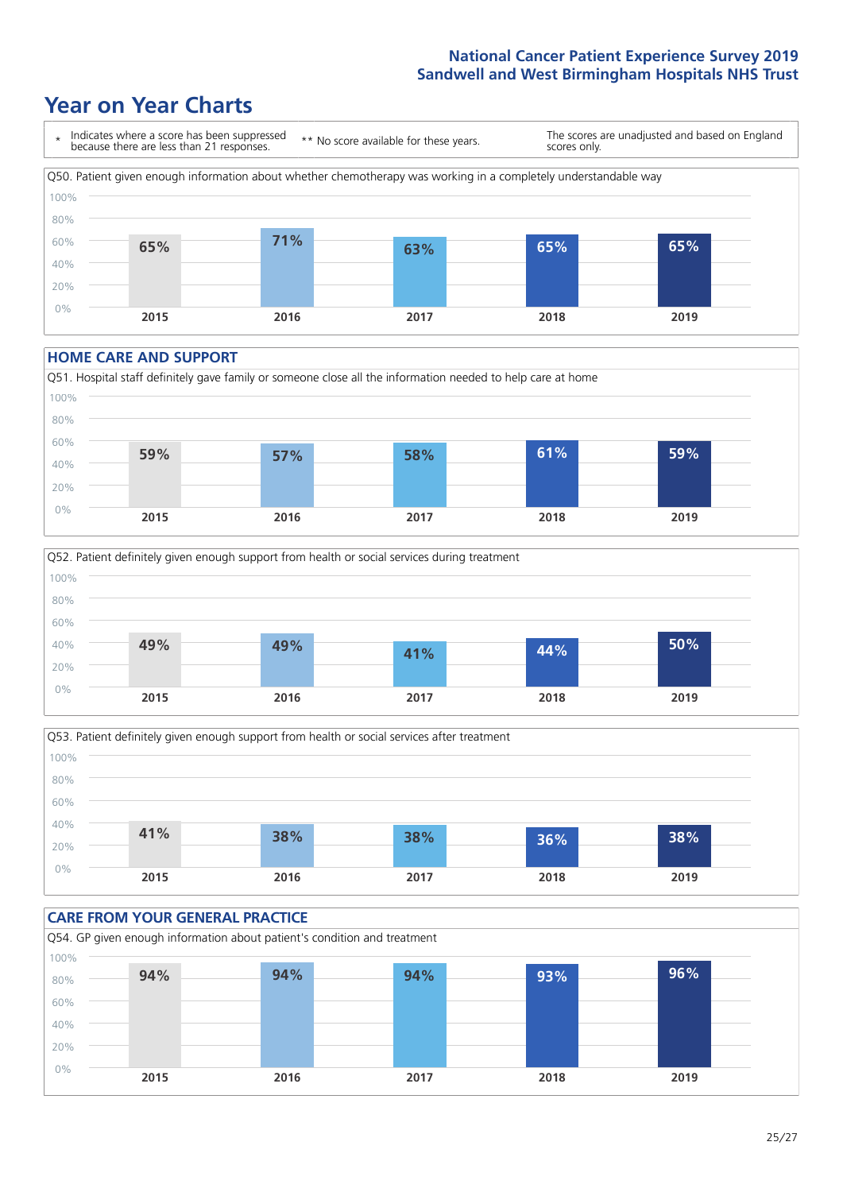# Year on Year Charts

\* Indicates where a score has been suppressed because there are less than 21 responses. ** No score available for these years. The scores are unadjusted and based on England scores only.

Q50. Patient given enough information about whether chemotherapy was working in a completely understandable way

| 2015 | 2016 | 2017 | 2018 | 2019 |
|---|---|---|---|---|
| 65% | 71% | 63% | 65% | 65% |

## HOME CARE AND SUPPORT

Q51. Hospital staff definitely gave family or someone close all the information needed to help care at home

| 2015 | 2016 | 2017 | 2018 | 2019 |
|---|---|---|---|---|
| 59% | 57% | 58% | 61% | 59% |

Q52. Patient definitely given enough support from health or social services during treatment

| 2015 | 2016 | 2017 | 2018 | 2019 |
|---|---|---|---|---|
| 49% | 49% | 41% | 44% | 50% |

Q53. Patient definitely given enough support from health or social services after treatment

| 2015 | 2016 | 2017 | 2018 | 2019 |
|---|---|---|---|---|
| 41% | 38% | 38% | 36% | 38% |

## CARE FROM YOUR GENERAL PRACTICE

Q54. GP given enough information about patient's condition and treatment

| 2015 | 2016 | 2017 | 2018 | 2019 |
|---|---|---|---|---|
| 94% | 94% | 94% | 93% | 96% |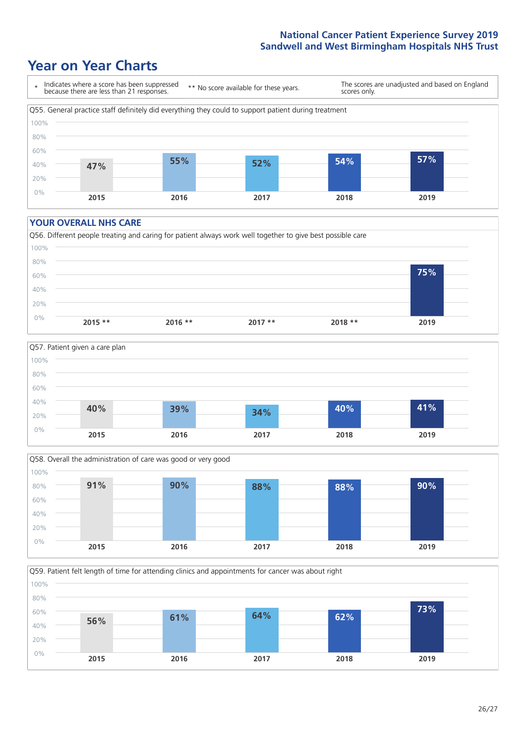## Year on Year Charts

\* Indicates where a score has been suppressed because there are less than 21 responses.

** No score available for these years.

The scores are unadjusted and based on England scores only.

**Q55. General practice staff definitely did everything they could to support patient during treatment**

| 2015 | 2016 | 2017 | 2018 | 2019 |
|---|---|---|---|---|
| 47% | 55% | 52% | 54% | 57% |

### YOUR OVERALL NHS CARE

**Q56. Different people treating and caring for patient always work well together to give best possible care**

| 2015 ** | 2016 ** | 2017 ** | 2018 ** | 2019 |
|---|---|---|---|---|
| | | | | 75% |

**Q57. Patient given a care plan**

| 2015 | 2016 | 2017 | 2018 | 2019 |
|---|---|---|---|---|
| 40% | 39% | 34% | 40% | 41% |

**Q58. Overall the administration of care was good or very good**

| 2015 | 2016 | 2017 | 2018 | 2019 |
|---|---|---|---|---|
| 91% | 90% | 88% | 88% | 90% |

**Q59. Patient felt length of time for attending clinics and appointments for cancer was about right**

| 2015 | 2016 | 2017 | 2018 | 2019 |
|---|---|---|---|---|
| 56% | 61% | 64% | 62% | 73% |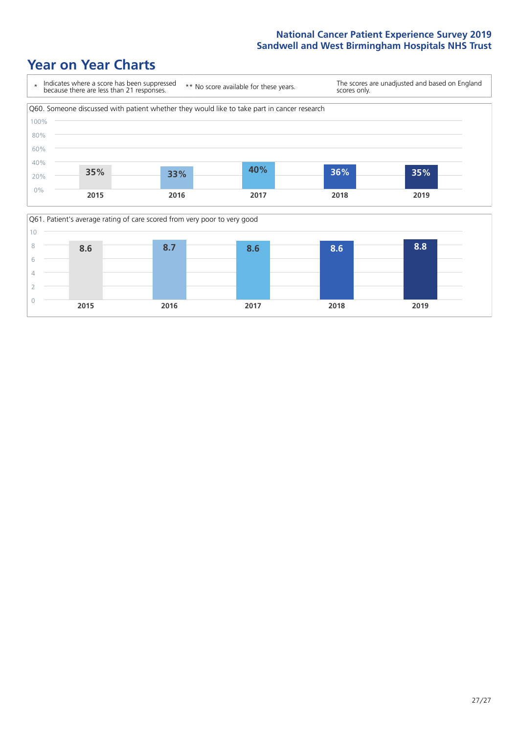# Year on Year Charts

\* Indicates where a score has been suppressed because there are less than 21 responses.

** No score available for these years.

The scores are unadjusted and based on England scores only.

Q60. Someone discussed with patient whether they would like to take part in cancer research

100%
80%
60%
40%
20%
0%

35% 2015
33% 2016
40% 2017
36% 2018
35% 2019

Q61. Patient's average rating of care scored from very poor to very good

10
8
6
4
2
0

8.6 2015
8.7 2016
8.6 2017
8.6 2018
8.8 2019